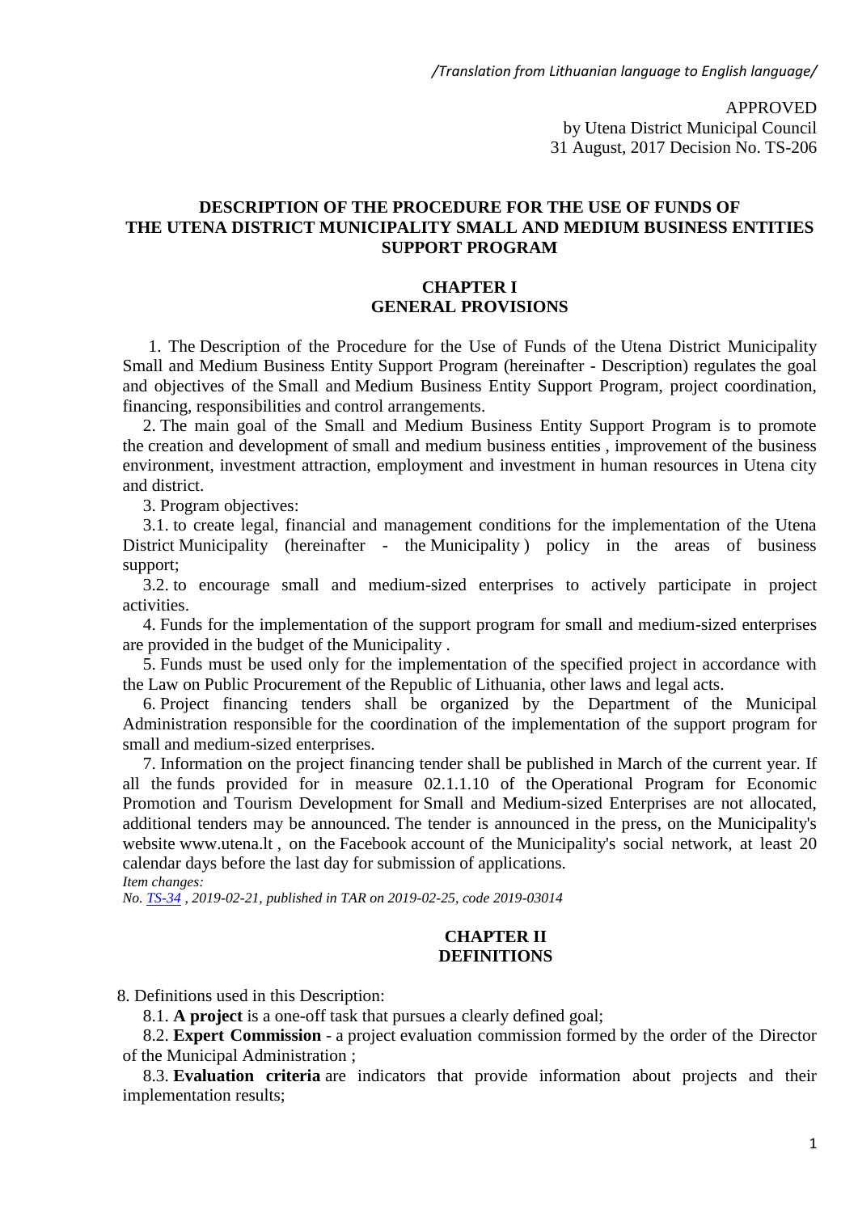*/Translation from Lithuanian language to English language/*

APPROVED
by Utena District Municipal Council
31 August, 2017 Decision No. TS-206

# DESCRIPTION OF THE PROCEDURE FOR THE USE OF FUNDS OF THE UTENA DISTRICT MUNICIPALITY SMALL AND MEDIUM BUSINESS ENTITIES SUPPORT PROGRAM

## CHAPTER I
## GENERAL PROVISIONS

1. The Description of the Procedure for the Use of Funds of the Utena District Municipality Small and Medium Business Entity Support Program (hereinafter - Description) regulates the goal and objectives of the Small and Medium Business Entity Support Program, project coordination, financing, responsibilities and control arrangements.

2. The main goal of the Small and Medium Business Entity Support Program is to promote the creation and development of small and medium business entities , improvement of the business environment, investment attraction, employment and investment in human resources in Utena city and district.

3. Program objectives:

3.1. to create legal, financial and management conditions for the implementation of the Utena District Municipality (hereinafter - the Municipality ) policy in the areas of business support;

3.2. to encourage small and medium-sized enterprises to actively participate in project activities.

4. Funds for the implementation of the support program for small and medium-sized enterprises are provided in the budget of the Municipality .

5. Funds must be used only for the implementation of the specified project in accordance with the Law on Public Procurement of the Republic of Lithuania, other laws and legal acts.

6. Project financing tenders shall be organized by the Department of the Municipal Administration responsible for the coordination of the implementation of the support program for small and medium-sized enterprises.

7. Information on the project financing tender shall be published in March of the current year. If all the funds provided for in measure 02.1.1.10 of the Operational Program for Economic Promotion and Tourism Development for Small and Medium-sized Enterprises are not allocated, additional tenders may be announced. The tender is announced in the press, on the Municipality's website www.utena.lt , on the Facebook account of the Municipality's social network, at least 20 calendar days before the last day for submission of applications.

*Item changes:*
*No. TS-34 , 2019-02-21, published in TAR on 2019-02-25, code 2019-03014*

## CHAPTER II
## DEFINITIONS

8. Definitions used in this Description:

8.1. **A project** is a one-off task that pursues a clearly defined goal;

8.2. **Expert Commission** - a project evaluation commission formed by the order of the Director of the Municipal Administration ;

8.3. **Evaluation criteria** are indicators that provide information about projects and their implementation results;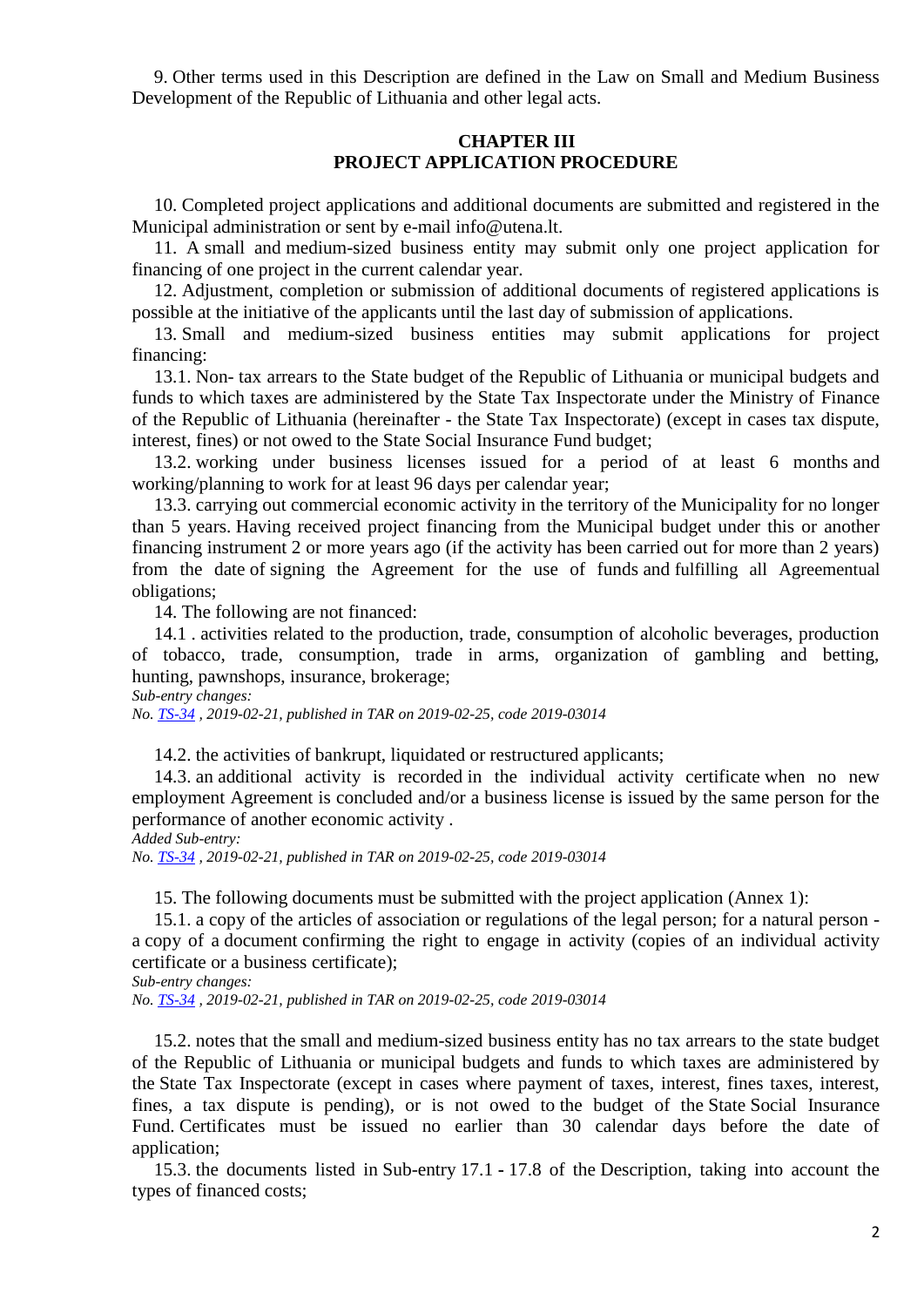9. Other terms used in this Description are defined in the Law on Small and Medium Business Development of the Republic of Lithuania and other legal acts.

## CHAPTER III
## PROJECT APPLICATION PROCEDURE

10. Completed project applications and additional documents are submitted and registered in the Municipal administration or sent by e-mail info@utena.lt.

11. A small and medium-sized business entity may submit only one project application for financing of one project in the current calendar year.

12. Adjustment, completion or submission of additional documents of registered applications is possible at the initiative of the applicants until the last day of submission of applications.

13. Small and medium-sized business entities may submit applications for project financing:

13.1. Non- tax arrears to the State budget of the Republic of Lithuania or municipal budgets and funds to which taxes are administered by the State Tax Inspectorate under the Ministry of Finance of the Republic of Lithuania (hereinafter - the State Tax Inspectorate) (except in cases tax dispute, interest, fines) or not owed to the State Social Insurance Fund budget;

13.2. working under business licenses issued for a period of at least 6 months and working/planning to work for at least 96 days per calendar year;

13.3. carrying out commercial economic activity in the territory of the Municipality for no longer than 5 years. Having received project financing from the Municipal budget under this or another financing instrument 2 or more years ago (if the activity has been carried out for more than 2 years) from the date of signing the Agreement for the use of funds and fulfilling all Agreemental obligations;

14. The following are not financed:

14.1 . activities related to the production, trade, consumption of alcoholic beverages, production of tobacco, trade, consumption, trade in arms, organization of gambling and betting, hunting, pawnshops, insurance, brokerage;

*Sub-entry changes:*
*No. TS-34 , 2019-02-21, published in TAR on 2019-02-25, code 2019-03014*

14.2. the activities of bankrupt, liquidated or restructured applicants;

14.3. an additional activity is recorded in the individual activity certificate when no new employment Agreement is concluded and/or a business license is issued by the same person for the performance of another economic activity .

*Added Sub-entry:*
*No. TS-34 , 2019-02-21, published in TAR on 2019-02-25, code 2019-03014*

15. The following documents must be submitted with the project application (Annex 1):

15.1. a copy of the articles of association or regulations of the legal person; for a natural person - a copy of a document confirming the right to engage in activity (copies of an individual activity certificate or a business certificate);

*Sub-entry changes:*
*No. TS-34 , 2019-02-21, published in TAR on 2019-02-25, code 2019-03014*

15.2. notes that the small and medium-sized business entity has no tax arrears to the state budget of the Republic of Lithuania or municipal budgets and funds to which taxes are administered by the State Tax Inspectorate (except in cases where payment of taxes, interest, fines taxes, interest, fines, a tax dispute is pending), or is not owed to the budget of the State Social Insurance Fund. Certificates must be issued no earlier than 30 calendar days before the date of application;

15.3. the documents listed in Sub-entry 17.1 - 17.8 of the Description, taking into account the types of financed costs;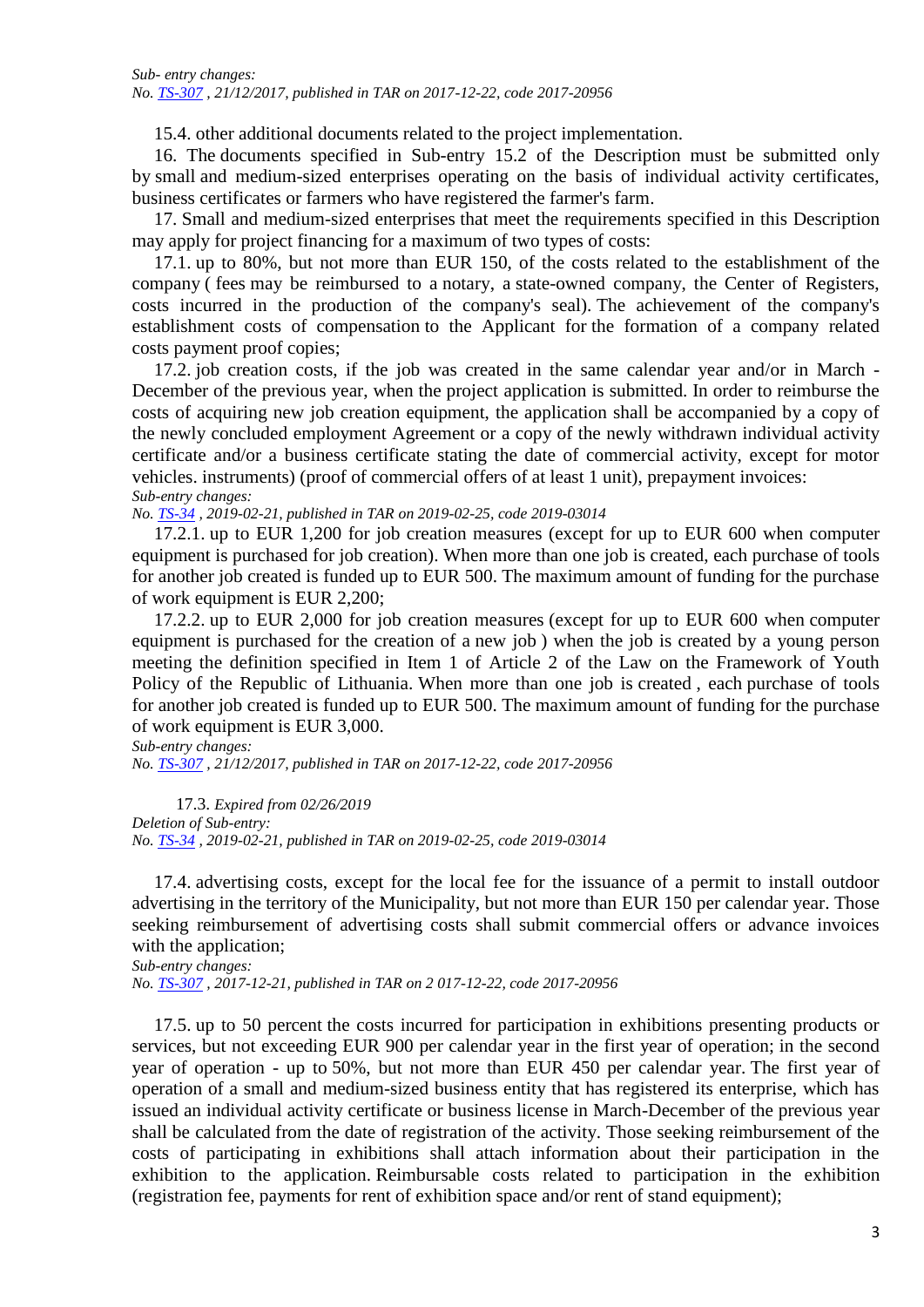*Sub- entry changes:*
*No. TS-307 , 21/12/2017, published in TAR on 2017-12-22, code 2017-20956*

15.4. other additional documents related to the project implementation.

16. The documents specified in Sub-entry 15.2 of the Description must be submitted only by small and medium-sized enterprises operating on the basis of individual activity certificates, business certificates or farmers who have registered the farmer's farm.

17. Small and medium-sized enterprises that meet the requirements specified in this Description may apply for project financing for a maximum of two types of costs:

17.1. up to 80%, but not more than EUR 150, of the costs related to the establishment of the company ( fees may be reimbursed to a notary, a state-owned company, the Center of Registers, costs incurred in the production of the company's seal). The achievement of the company's establishment costs of compensation to the Applicant for the formation of a company related costs payment proof copies;

17.2. job creation costs, if the job was created in the same calendar year and/or in March - December of the previous year, when the project application is submitted. In order to reimburse the costs of acquiring new job creation equipment, the application shall be accompanied by a copy of the newly concluded employment Agreement or a copy of the newly withdrawn individual activity certificate and/or a business certificate stating the date of commercial activity, except for motor vehicles. instruments) (proof of commercial offers of at least 1 unit), prepayment invoices:
*Sub-entry changes:*
*No. TS-34 , 2019-02-21, published in TAR on 2019-02-25, code 2019-03014*

17.2.1. up to EUR 1,200 for job creation measures (except for up to EUR 600 when computer equipment is purchased for job creation). When more than one job is created, each purchase of tools for another job created is funded up to EUR 500. The maximum amount of funding for the purchase of work equipment is EUR 2,200;

17.2.2. up to EUR 2,000 for job creation measures (except for up to EUR 600 when computer equipment is purchased for the creation of a new job ) when the job is created by a young person meeting the definition specified in Item 1 of Article 2 of the Law on the Framework of Youth Policy of the Republic of Lithuania. When more than one job is created , each purchase of tools for another job created is funded up to EUR 500. The maximum amount of funding for the purchase of work equipment is EUR 3,000.
*Sub-entry changes:*
*No. TS-307 , 21/12/2017, published in TAR on 2017-12-22, code 2017-20956*

17.3. *Expired from 02/26/2019*
*Deletion of Sub-entry:*
*No. TS-34 , 2019-02-21, published in TAR on 2019-02-25, code 2019-03014*

17.4. advertising costs, except for the local fee for the issuance of a permit to install outdoor advertising in the territory of the Municipality, but not more than EUR 150 per calendar year. Those seeking reimbursement of advertising costs shall submit commercial offers or advance invoices with the application;
*Sub-entry changes:*
*No. TS-307 , 2017-12-21, published in TAR on 2 017-12-22, code 2017-20956*

17.5. up to 50 percent the costs incurred for participation in exhibitions presenting products or services, but not exceeding EUR 900 per calendar year in the first year of operation; in the second year of operation - up to 50%, but not more than EUR 450 per calendar year. The first year of operation of a small and medium-sized business entity that has registered its enterprise, which has issued an individual activity certificate or business license in March-December of the previous year shall be calculated from the date of registration of the activity. Those seeking reimbursement of the costs of participating in exhibitions shall attach information about their participation in the exhibition to the application. Reimbursable costs related to participation in the exhibition (registration fee, payments for rent of exhibition space and/or rent of stand equipment);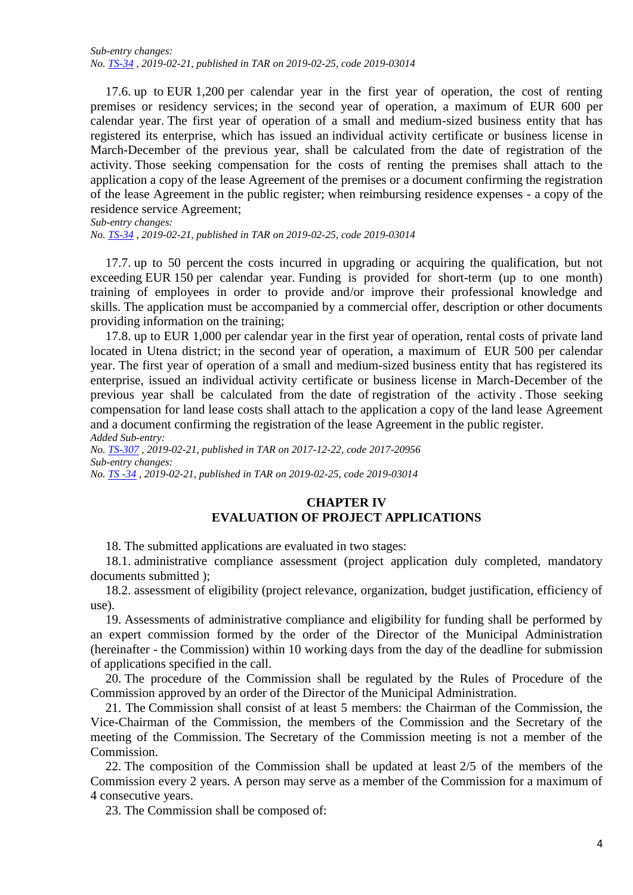*Sub-entry changes:*
*No. TS-34 , 2019-02-21, published in TAR on 2019-02-25, code 2019-03014*

17.6. up to EUR 1,200 per calendar year in the first year of operation, the cost of renting premises or residency services; in the second year of operation, a maximum of EUR 600 per calendar year. The first year of operation of a small and medium-sized business entity that has registered its enterprise, which has issued an individual activity certificate or business license in March-December of the previous year, shall be calculated from the date of registration of the activity. Those seeking compensation for the costs of renting the premises shall attach to the application a copy of the lease Agreement of the premises or a document confirming the registration of the lease Agreement in the public register; when reimbursing residence expenses - a copy of the residence service Agreement;
*Sub-entry changes:*
*No. TS-34 , 2019-02-21, published in TAR on 2019-02-25, code 2019-03014*

17.7. up to 50 percent the costs incurred in upgrading or acquiring the qualification, but not exceeding EUR 150 per calendar year. Funding is provided for short-term (up to one month) training of employees in order to provide and/or improve their professional knowledge and skills. The application must be accompanied by a commercial offer, description or other documents providing information on the training;

17.8. up to EUR 1,000 per calendar year in the first year of operation, rental costs of private land located in Utena district; in the second year of operation, a maximum of EUR 500 per calendar year. The first year of operation of a small and medium-sized business entity that has registered its enterprise, issued an individual activity certificate or business license in March-December of the previous year shall be calculated from the date of registration of the activity . Those seeking compensation for land lease costs shall attach to the application a copy of the land lease Agreement and a document confirming the registration of the lease Agreement in the public register.
*Added Sub-entry:*
*No. TS-307 , 2019-02-21, published in TAR on 2017-12-22, code 2017-20956*
*Sub-entry changes:*
*No. TS -34 , 2019-02-21, published in TAR on 2019-02-25, code 2019-03014*

## CHAPTER IV
## EVALUATION OF PROJECT APPLICATIONS

18. The submitted applications are evaluated in two stages:

18.1. administrative compliance assessment (project application duly completed, mandatory documents submitted );

18.2. assessment of eligibility (project relevance, organization, budget justification, efficiency of use).

19. Assessments of administrative compliance and eligibility for funding shall be performed by an expert commission formed by the order of the Director of the Municipal Administration (hereinafter - the Commission) within 10 working days from the day of the deadline for submission of applications specified in the call.

20. The procedure of the Commission shall be regulated by the Rules of Procedure of the Commission approved by an order of the Director of the Municipal Administration.

21. The Commission shall consist of at least 5 members: the Chairman of the Commission, the Vice-Chairman of the Commission, the members of the Commission and the Secretary of the meeting of the Commission. The Secretary of the Commission meeting is not a member of the Commission.

22. The composition of the Commission shall be updated at least 2/5 of the members of the Commission every 2 years. A person may serve as a member of the Commission for a maximum of 4 consecutive years.

23. The Commission shall be composed of: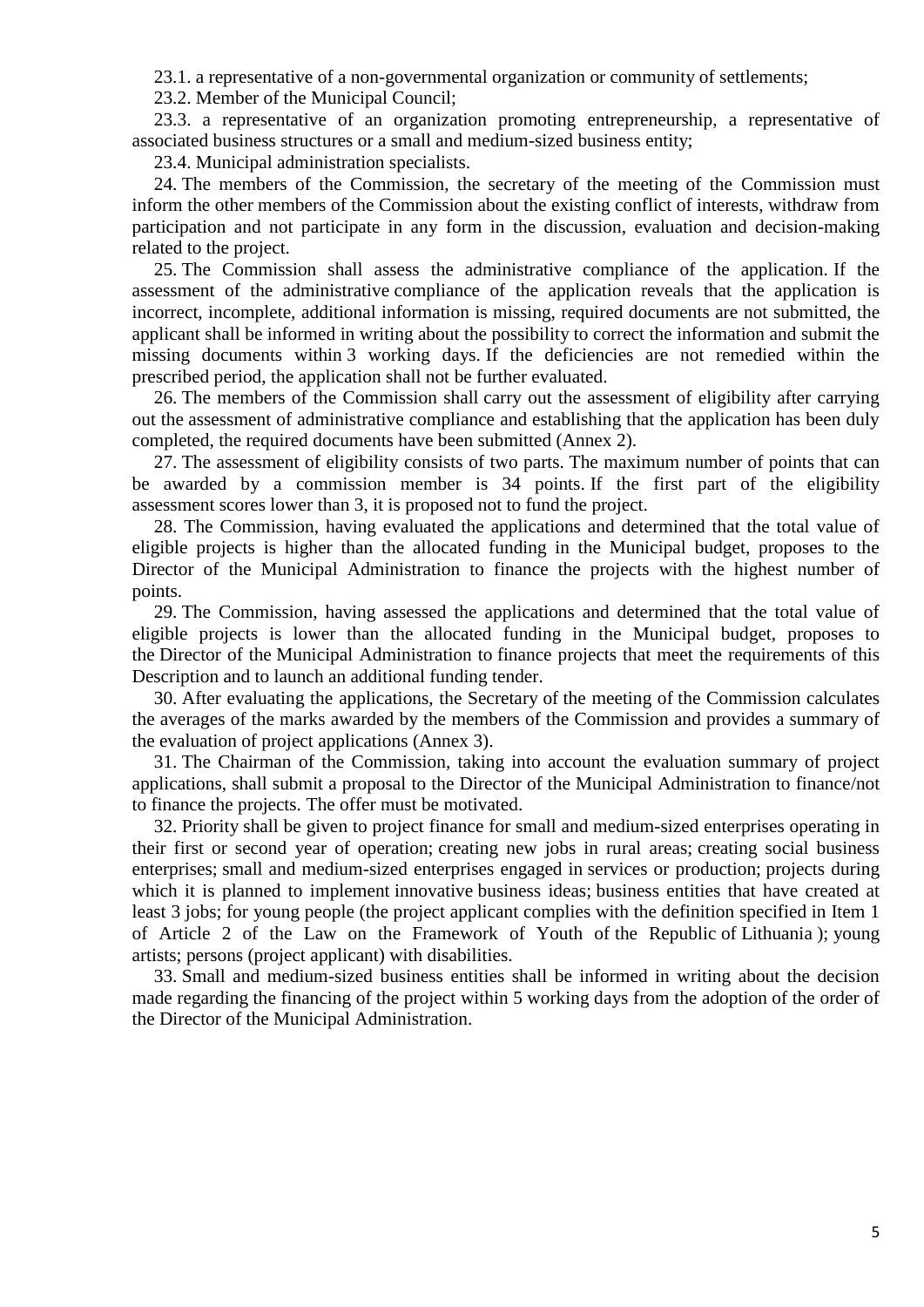23.1. a representative of a non-governmental organization or community of settlements;

23.2. Member of the Municipal Council;

23.3. a representative of an organization promoting entrepreneurship, a representative of associated business structures or a small and medium-sized business entity;

23.4. Municipal administration specialists.

24. The members of the Commission, the secretary of the meeting of the Commission must inform the other members of the Commission about the existing conflict of interests, withdraw from participation and not participate in any form in the discussion, evaluation and decision-making related to the project.

25. The Commission shall assess the administrative compliance of the application. If the assessment of the administrative compliance of the application reveals that the application is incorrect, incomplete, additional information is missing, required documents are not submitted, the applicant shall be informed in writing about the possibility to correct the information and submit the missing documents within 3 working days. If the deficiencies are not remedied within the prescribed period, the application shall not be further evaluated.

26. The members of the Commission shall carry out the assessment of eligibility after carrying out the assessment of administrative compliance and establishing that the application has been duly completed, the required documents have been submitted (Annex 2).

27. The assessment of eligibility consists of two parts. The maximum number of points that can be awarded by a commission member is 34 points. If the first part of the eligibility assessment scores lower than 3, it is proposed not to fund the project.

28. The Commission, having evaluated the applications and determined that the total value of eligible projects is higher than the allocated funding in the Municipal budget, proposes to the Director of the Municipal Administration to finance the projects with the highest number of points.

29. The Commission, having assessed the applications and determined that the total value of eligible projects is lower than the allocated funding in the Municipal budget, proposes to the Director of the Municipal Administration to finance projects that meet the requirements of this Description and to launch an additional funding tender.

30. After evaluating the applications, the Secretary of the meeting of the Commission calculates the averages of the marks awarded by the members of the Commission and provides a summary of the evaluation of project applications (Annex 3).

31. The Chairman of the Commission, taking into account the evaluation summary of project applications, shall submit a proposal to the Director of the Municipal Administration to finance/not to finance the projects. The offer must be motivated.

32. Priority shall be given to project finance for small and medium-sized enterprises operating in their first or second year of operation; creating new jobs in rural areas; creating social business enterprises; small and medium-sized enterprises engaged in services or production; projects during which it is planned to implement innovative business ideas; business entities that have created at least 3 jobs; for young people (the project applicant complies with the definition specified in Item 1 of Article 2 of the Law on the Framework of Youth of the Republic of Lithuania ); young artists; persons (project applicant) with disabilities.

33. Small and medium-sized business entities shall be informed in writing about the decision made regarding the financing of the project within 5 working days from the adoption of the order of the Director of the Municipal Administration.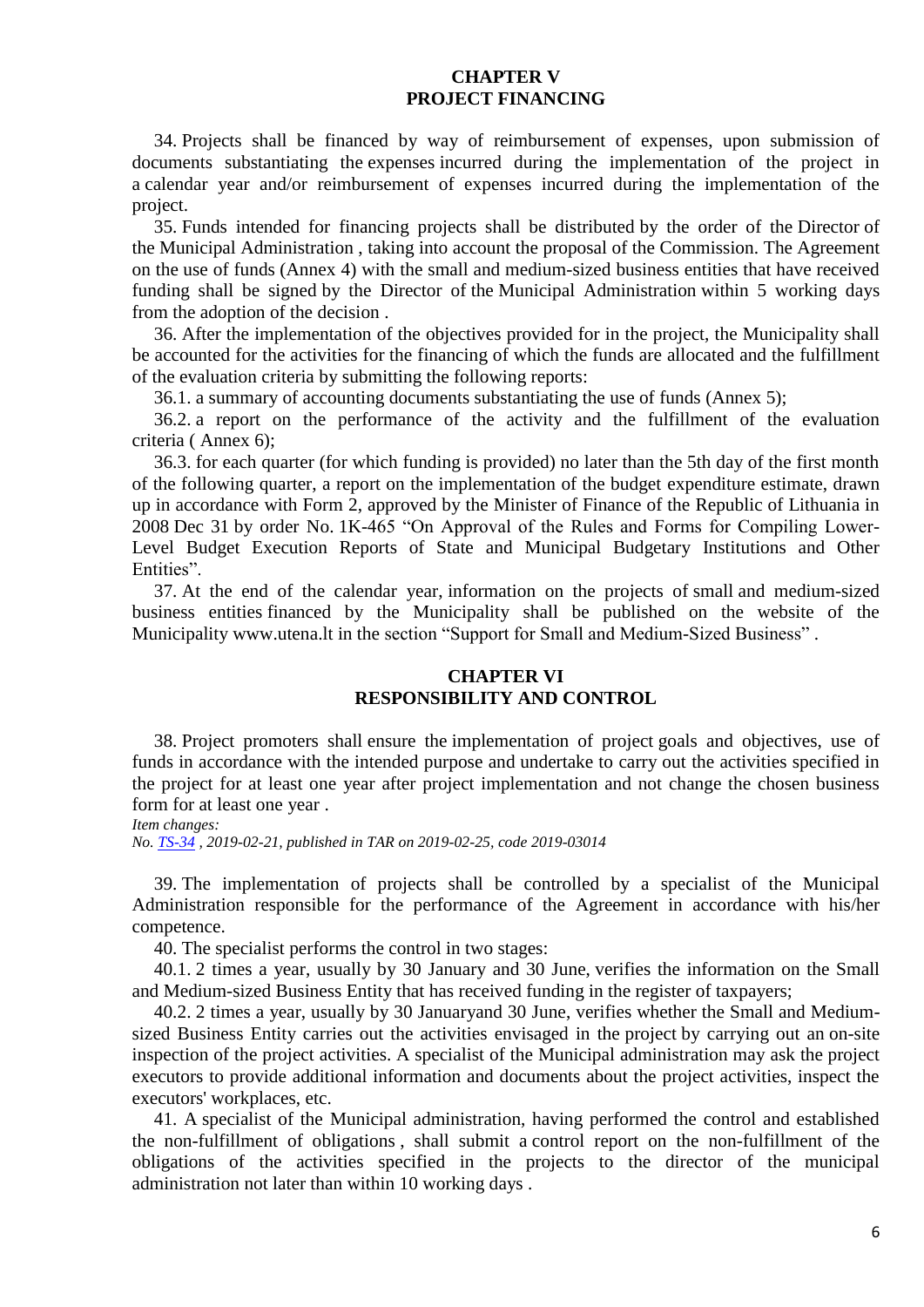## CHAPTER V
## PROJECT FINANCING

34. Projects shall be financed by way of reimbursement of expenses, upon submission of documents substantiating the expenses incurred during the implementation of the project in a calendar year and/or reimbursement of expenses incurred during the implementation of the project.

35. Funds intended for financing projects shall be distributed by the order of the Director of the Municipal Administration , taking into account the proposal of the Commission. The Agreement on the use of funds (Annex 4) with the small and medium-sized business entities that have received funding shall be signed by the Director of the Municipal Administration within 5 working days from the adoption of the decision .

36. After the implementation of the objectives provided for in the project, the Municipality shall be accounted for the activities for the financing of which the funds are allocated and the fulfillment of the evaluation criteria by submitting the following reports:

36.1. a summary of accounting documents substantiating the use of funds (Annex 5);

36.2. a report on the performance of the activity and the fulfillment of the evaluation criteria ( Annex 6);

36.3. for each quarter (for which funding is provided) no later than the 5th day of the first month of the following quarter, a report on the implementation of the budget expenditure estimate, drawn up in accordance with Form 2, approved by the Minister of Finance of the Republic of Lithuania in 2008 Dec 31 by order No. 1K-465 "On Approval of the Rules and Forms for Compiling Lower-Level Budget Execution Reports of State and Municipal Budgetary Institutions and Other Entities".

37. At the end of the calendar year, information on the projects of small and medium-sized business entities financed by the Municipality shall be published on the website of the Municipality www.utena.lt in the section "Support for Small and Medium-Sized Business" .

## CHAPTER VI
## RESPONSIBILITY AND CONTROL

38. Project promoters shall ensure the implementation of project goals and objectives, use of funds in accordance with the intended purpose and undertake to carry out the activities specified in the project for at least one year after project implementation and not change the chosen business form for at least one year .

*Item changes:*
*No. TS-34 , 2019-02-21, published in TAR on 2019-02-25, code 2019-03014*

39. The implementation of projects shall be controlled by a specialist of the Municipal Administration responsible for the performance of the Agreement in accordance with his/her competence.

40. The specialist performs the control in two stages:

40.1. 2 times a year, usually by 30 January and 30 June, verifies the information on the Small and Medium-sized Business Entity that has received funding in the register of taxpayers;

40.2. 2 times a year, usually by 30 Januaryand 30 June, verifies whether the Small and Medium-sized Business Entity carries out the activities envisaged in the project by carrying out an on-site inspection of the project activities. A specialist of the Municipal administration may ask the project executors to provide additional information and documents about the project activities, inspect the executors' workplaces, etc.

41. A specialist of the Municipal administration, having performed the control and established the non-fulfillment of obligations , shall submit a control report on the non-fulfillment of the obligations of the activities specified in the projects to the director of the municipal administration not later than within 10 working days .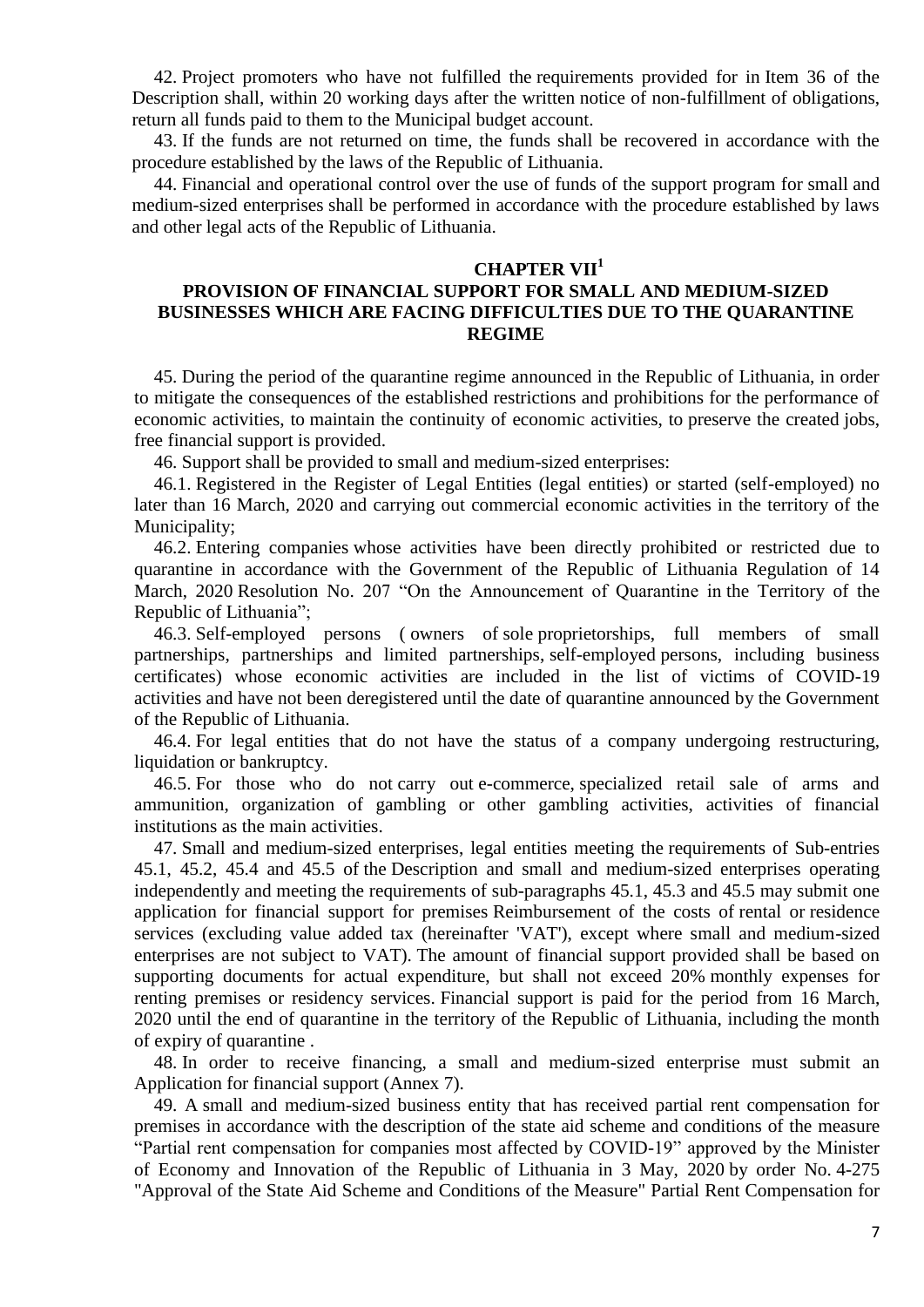42. Project promoters who have not fulfilled the requirements provided for in Item 36 of the Description shall, within 20 working days after the written notice of non-fulfillment of obligations, return all funds paid to them to the Municipal budget account.

43. If the funds are not returned on time, the funds shall be recovered in accordance with the procedure established by the laws of the Republic of Lithuania.

44. Financial and operational control over the use of funds of the support program for small and medium-sized enterprises shall be performed in accordance with the procedure established by laws and other legal acts of the Republic of Lithuania.

## CHAPTER VII[1]

## PROVISION OF FINANCIAL SUPPORT FOR SMALL AND MEDIUM-SIZED BUSINESSES WHICH ARE FACING DIFFICULTIES DUE TO THE QUARANTINE REGIME

45. During the period of the quarantine regime announced in the Republic of Lithuania, in order to mitigate the consequences of the established restrictions and prohibitions for the performance of economic activities, to maintain the continuity of economic activities, to preserve the created jobs, free financial support is provided.

46. Support shall be provided to small and medium-sized enterprises:

46.1. Registered in the Register of Legal Entities (legal entities) or started (self-employed) no later than 16 March, 2020 and carrying out commercial economic activities in the territory of the Municipality;

46.2. Entering companies whose activities have been directly prohibited or restricted due to quarantine in accordance with the Government of the Republic of Lithuania Regulation of 14 March, 2020 Resolution No. 207 "On the Announcement of Quarantine in the Territory of the Republic of Lithuania";

46.3. Self-employed persons ( owners of sole proprietorships, full members of small partnerships, partnerships and limited partnerships, self-employed persons, including business certificates) whose economic activities are included in the list of victims of COVID-19 activities and have not been deregistered until the date of quarantine announced by the Government of the Republic of Lithuania.

46.4. For legal entities that do not have the status of a company undergoing restructuring, liquidation or bankruptcy.

46.5. For those who do not carry out e-commerce, specialized retail sale of arms and ammunition, organization of gambling or other gambling activities, activities of financial institutions as the main activities.

47. Small and medium-sized enterprises, legal entities meeting the requirements of Sub-entries 45.1, 45.2, 45.4 and 45.5 of the Description and small and medium-sized enterprises operating independently and meeting the requirements of sub-paragraphs 45.1, 45.3 and 45.5 may submit one application for financial support for premises Reimbursement of the costs of rental or residence services (excluding value added tax (hereinafter 'VAT'), except where small and medium-sized enterprises are not subject to VAT). The amount of financial support provided shall be based on supporting documents for actual expenditure, but shall not exceed 20% monthly expenses for renting premises or residency services. Financial support is paid for the period from 16 March, 2020 until the end of quarantine in the territory of the Republic of Lithuania, including the month of expiry of quarantine .

48. In order to receive financing, a small and medium-sized enterprise must submit an Application for financial support (Annex 7).

49. A small and medium-sized business entity that has received partial rent compensation for premises in accordance with the description of the state aid scheme and conditions of the measure "Partial rent compensation for companies most affected by COVID-19" approved by the Minister of Economy and Innovation of the Republic of Lithuania in 3 May, 2020 by order No. 4-275 "Approval of the State Aid Scheme and Conditions of the Measure" Partial Rent Compensation for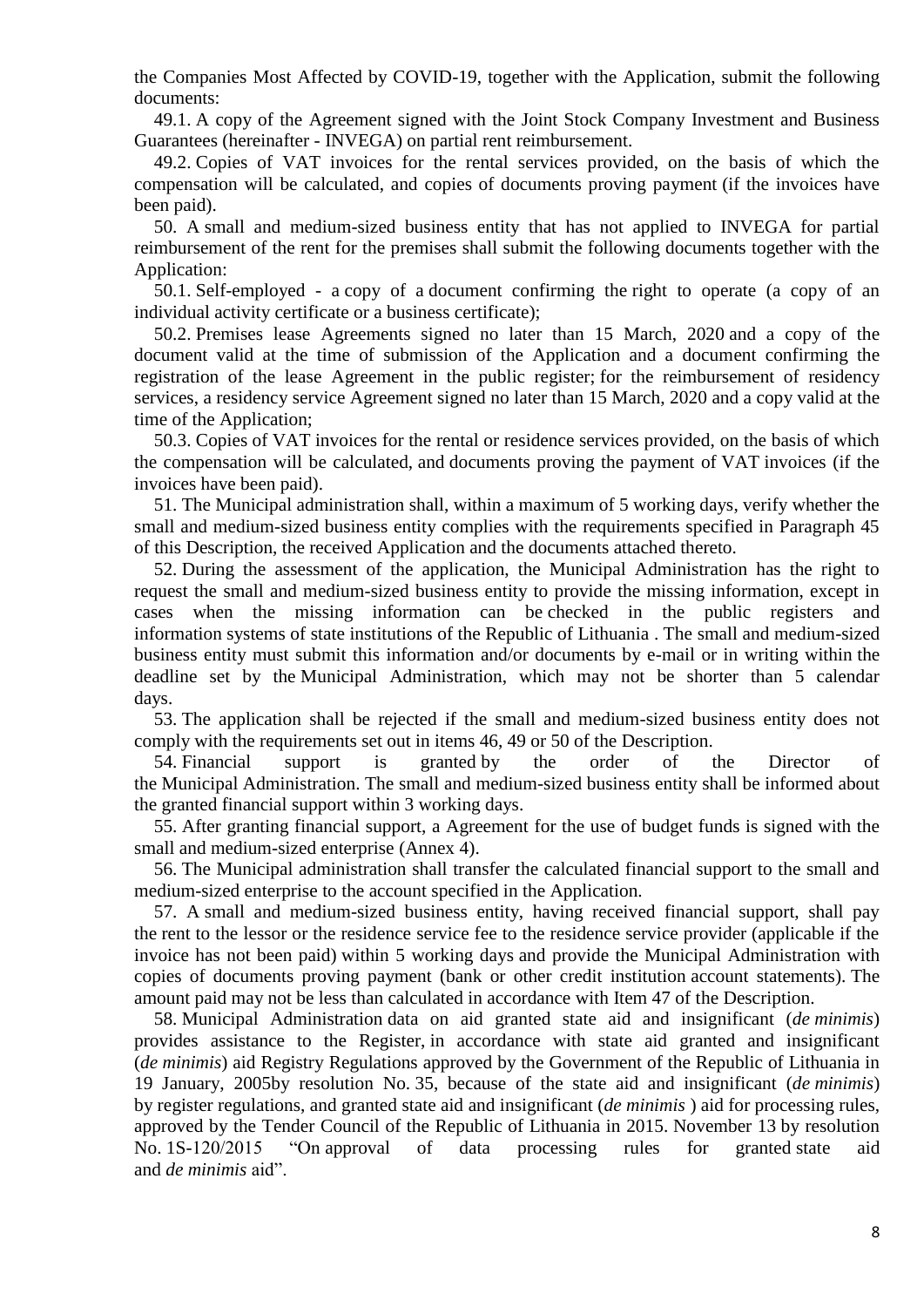the Companies Most Affected by COVID-19, together with the Application, submit the following documents:

49.1. A copy of the Agreement signed with the Joint Stock Company Investment and Business Guarantees (hereinafter - INVEGA) on partial rent reimbursement.

49.2. Copies of VAT invoices for the rental services provided, on the basis of which the compensation will be calculated, and copies of documents proving payment (if the invoices have been paid).

50. A small and medium-sized business entity that has not applied to INVEGA for partial reimbursement of the rent for the premises shall submit the following documents together with the Application:

50.1. Self-employed - a copy of a document confirming the right to operate (a copy of an individual activity certificate or a business certificate);

50.2. Premises lease Agreements signed no later than 15 March, 2020 and a copy of the document valid at the time of submission of the Application and a document confirming the registration of the lease Agreement in the public register; for the reimbursement of residency services, a residency service Agreement signed no later than 15 March, 2020 and a copy valid at the time of the Application;

50.3. Copies of VAT invoices for the rental or residence services provided, on the basis of which the compensation will be calculated, and documents proving the payment of VAT invoices (if the invoices have been paid).

51. The Municipal administration shall, within a maximum of 5 working days, verify whether the small and medium-sized business entity complies with the requirements specified in Paragraph 45 of this Description, the received Application and the documents attached thereto.

52. During the assessment of the application, the Municipal Administration has the right to request the small and medium-sized business entity to provide the missing information, except in cases when the missing information can be checked in the public registers and information systems of state institutions of the Republic of Lithuania . The small and medium-sized business entity must submit this information and/or documents by e-mail or in writing within the deadline set by the Municipal Administration, which may not be shorter than 5 calendar days.

53. The application shall be rejected if the small and medium-sized business entity does not comply with the requirements set out in items 46, 49 or 50 of the Description.

54. Financial support is granted by the order of the Director of the Municipal Administration. The small and medium-sized business entity shall be informed about the granted financial support within 3 working days.

55. After granting financial support, a Agreement for the use of budget funds is signed with the small and medium-sized enterprise (Annex 4).

56. The Municipal administration shall transfer the calculated financial support to the small and medium-sized enterprise to the account specified in the Application.

57. A small and medium-sized business entity, having received financial support, shall pay the rent to the lessor or the residence service fee to the residence service provider (applicable if the invoice has not been paid) within 5 working days and provide the Municipal Administration with copies of documents proving payment (bank or other credit institution account statements). The amount paid may not be less than calculated in accordance with Item 47 of the Description.

58. Municipal Administration data on aid granted state aid and insignificant (*de minimis*) provides assistance to the Register, in accordance with state aid granted and insignificant (*de minimis*) aid Registry Regulations approved by the Government of the Republic of Lithuania in 19 January, 2005by resolution No. 35, because of the state aid and insignificant (*de minimis*) by register regulations, and granted state aid and insignificant (*de minimis* ) aid for processing rules, approved by the Tender Council of the Republic of Lithuania in 2015. November 13 by resolution No. 1S-120/2015 "On approval of data processing rules for granted state aid and *de minimis* aid".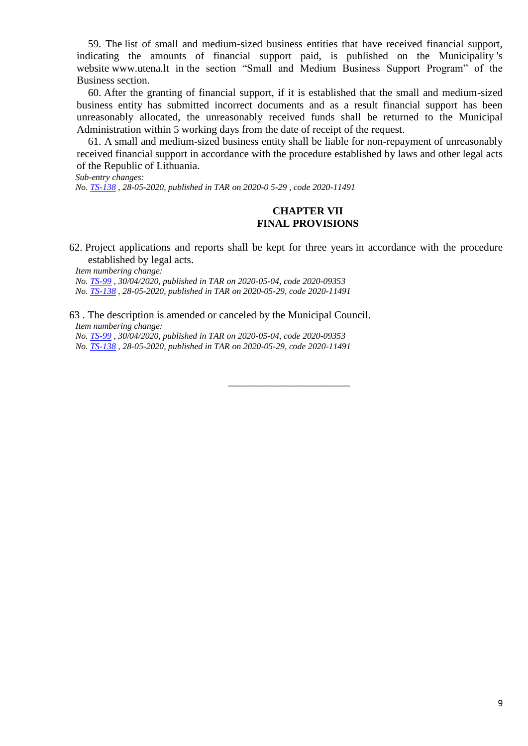59. The list of small and medium-sized business entities that have received financial support, indicating the amounts of financial support paid, is published on the Municipality 's website www.utena.lt in the section “Small and Medium Business Support Program” of the Business section.

60. After the granting of financial support, if it is established that the small and medium-sized business entity has submitted incorrect documents and as a result financial support has been unreasonably allocated, the unreasonably received funds shall be returned to the Municipal Administration within 5 working days from the date of receipt of the request.

61. A small and medium-sized business entity shall be liable for non-repayment of unreasonably received financial support in accordance with the procedure established by laws and other legal acts of the Republic of Lithuania.

*Sub-entry changes:*
*No. TS-138 , 28-05-2020, published in TAR on 2020-0 5-29 , code 2020-11491*

## CHAPTER VII
## FINAL PROVISIONS

62. Project applications and reports shall be kept for three years in accordance with the procedure established by legal acts.

*Item numbering change:*
*No. TS-99 , 30/04/2020, published in TAR on 2020-05-04, code 2020-09353*
*No. TS-138 , 28-05-2020, published in TAR on 2020-05-29, code 2020-11491*

63 . The description is amended or canceled by the Municipal Council.

*Item numbering change:*
*No. TS-99 , 30/04/2020, published in TAR on 2020-05-04, code 2020-09353*
*No. TS-138 , 28-05-2020, published in TAR on 2020-05-29, code 2020-11491*

________________________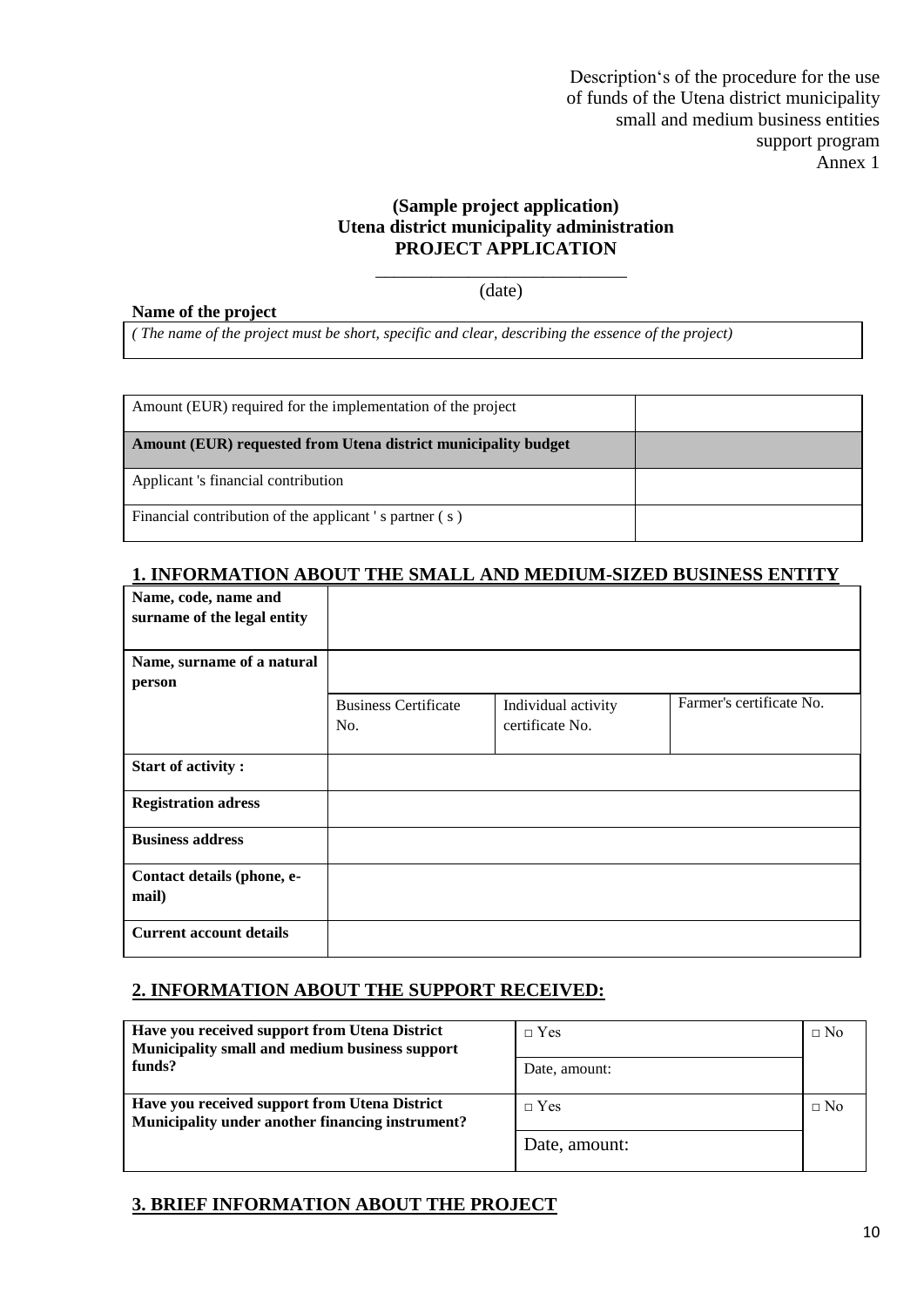Description's of the procedure for the use
of funds of the Utena district municipality
small and medium business entities
support program
Annex 1

**(Sample project application)**
**Utena district municipality administration**
**PROJECT APPLICATION**

\_\_\_\_\_\_\_\_\_\_\_\_\_\_\_\_\_\_\_\_\_\_\_\_\_\_\_\_
(date)

**Name of the project**

| *( The name of the project must be short, specific and clear, describing the essence of the project)* |
|---|

| Amount (EUR) required for the implementation of the project | |
|---|---|
| **Amount (EUR) requested from Utena district municipality budget** | |
| Applicant 's financial contribution | |
| Financial contribution of the applicant ' s partner ( s ) | |

## 1. INFORMATION ABOUT THE SMALL AND MEDIUM-SIZED BUSINESS ENTITY

| **Name, code, name and surname of the legal entity** | | | |
|---|---|---|---|
| **Name, surname of a natural person** | | | |
| | Business Certificate No. | Individual activity certificate No. | Farmer's certificate No. |
| **Start of activity :** | | | |
| **Registration adress** | | | |
| **Business address** | | | |
| **Contact details (phone, e-mail)** | | | |
| **Current account details** | | | |

## 2. INFORMATION ABOUT THE SUPPORT RECEIVED:

| **Have you received support from Utena District Municipality small and medium business support funds?** | □ Yes | □ No |
|---|---|---|
| | Date, amount: | |
| **Have you received support from Utena District Municipality under another financing instrument?** | □ Yes | □ No |
| | Date, amount: | |

## 3. BRIEF INFORMATION ABOUT THE PROJECT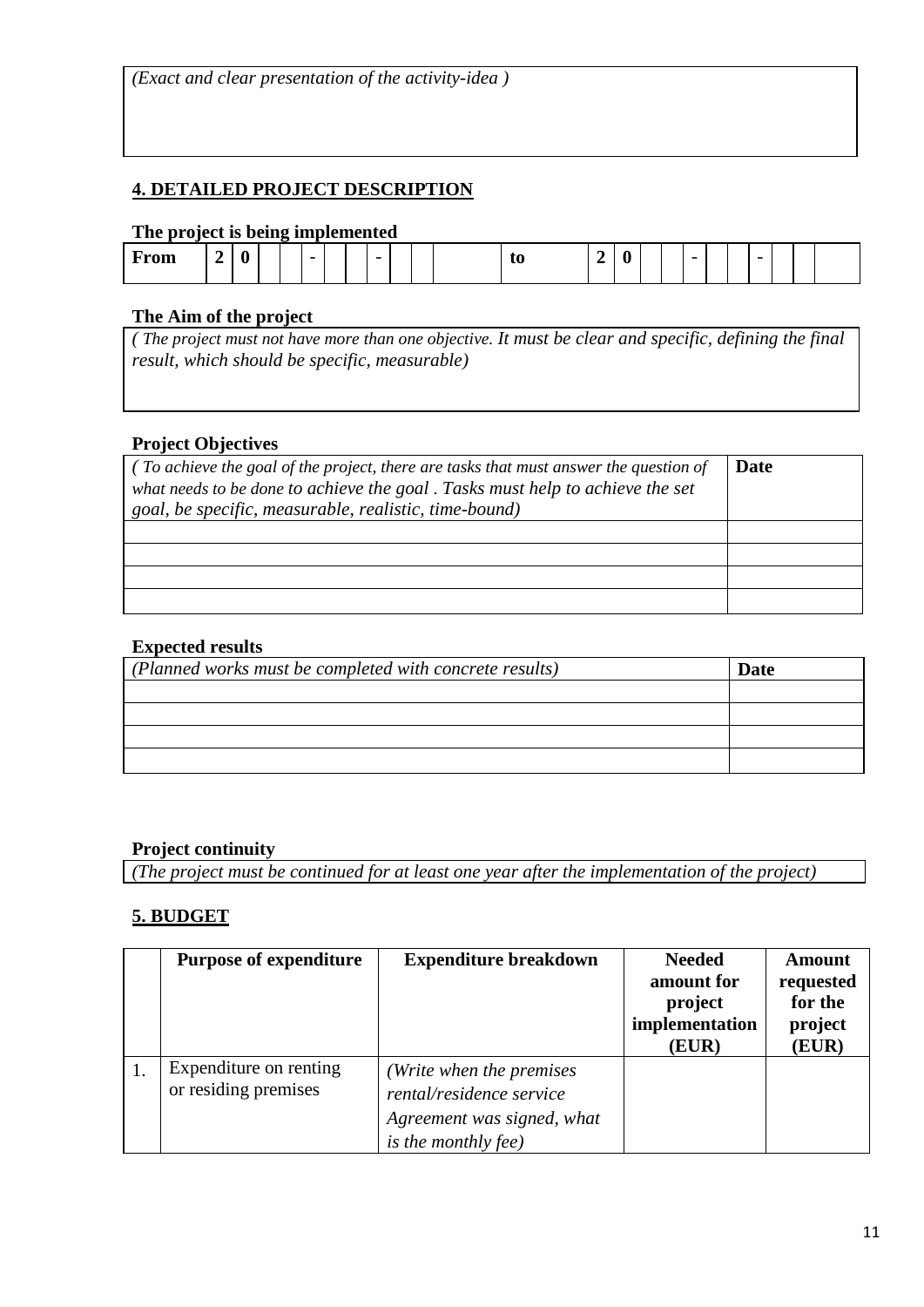| *(Exact and clear presentation of the activity-idea )* |
| --- |

## 4. DETAILED PROJECT DESCRIPTION

**The project is being implemented**

| From | 2 | 0 | | | - | | | - | | | | to | 2 | 0 | | | - | | | - | | | |
| --- | --- | --- | --- | --- | --- | --- | --- | --- | --- | --- | --- | --- | --- | --- | --- | --- | --- | --- | --- | --- | --- | --- | --- |

**The Aim of the project**

| *( The project must not have more than one objective. It must be clear and specific, defining the final result, which should be specific, measurable)* |
| --- |

**Project Objectives**

| *( To achieve the goal of the project, there are tasks that must answer the question of what needs to be done to achieve the goal . Tasks must help to achieve the set goal, be specific, measurable, realistic, time-bound)* | **Date** |
| --- | --- |
| | |
| | |
| | |
| | |

**Expected results**

| *(Planned works must be completed with concrete results)* | **Date** |
| --- | --- |
| | |
| | |
| | |
| | |

**Project continuity**

| *(The project must be continued for at least one year after the implementation of the project)* |
| --- |

## 5. BUDGET

| | Purpose of expenditure | Expenditure breakdown | Needed amount for project implementation (EUR) | Amount requested for the project (EUR) |
| --- | --- | --- | --- | --- |
| 1. | Expenditure on renting or residing premises | *(Write when the premises rental/residence service Agreement was signed, what is the monthly fee)* | | |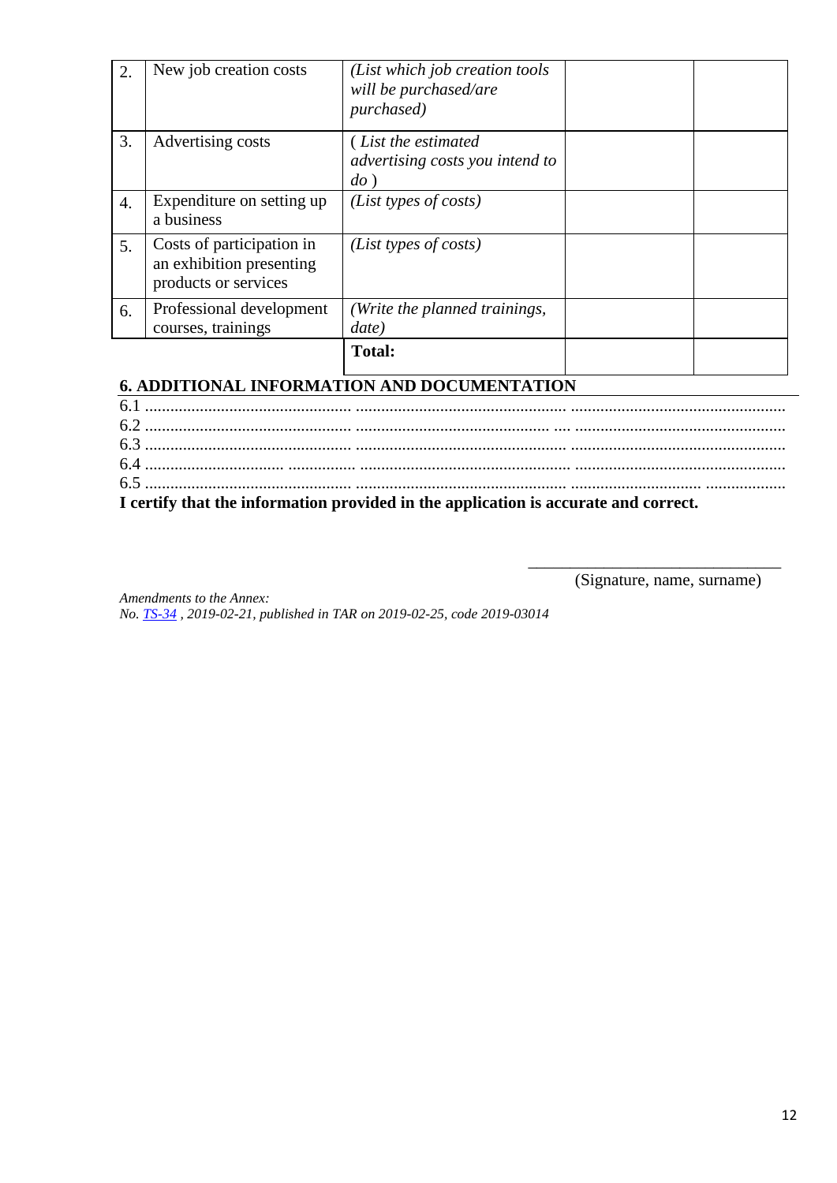| | | | | |
|---|---|---|---|---|
| 2. | New job creation costs | *(List which job creation tools will be purchased/are purchased)* | | |
| 3. | Advertising costs | *( List the estimated advertising costs you intend to do )* | | |
| 4. | Expenditure on setting up a business | *(List types of costs)* | | |
| 5. | Costs of participation in an exhibition presenting products or services | *(List types of costs)* | | |
| 6. | Professional development courses, trainings | *(Write the planned trainings, date)* | | |
| | | **Total:** | | |

**6. ADDITIONAL INFORMATION AND DOCUMENTATION**

6.1 ................................................. .................................................. ..................................................

6.2 ................................................. .............................................. .... ..................................................

6.3 ................................................. .................................................. ..................................................

6.4 ................................. ................ .................................................. .................................................

6.5 ................................................. .................................................. ................................ ...................

**I certify that the information provided in the application is accurate and correct.**

\_\_\_\_\_\_\_\_\_\_\_\_\_\_\_\_\_\_\_\_\_\_\_\_\_\_\_\_\_\_

(Signature, name, surname)

*Amendments to the Annex:*
*No. TS-34 , 2019-02-21, published in TAR on 2019-02-25, code 2019-03014*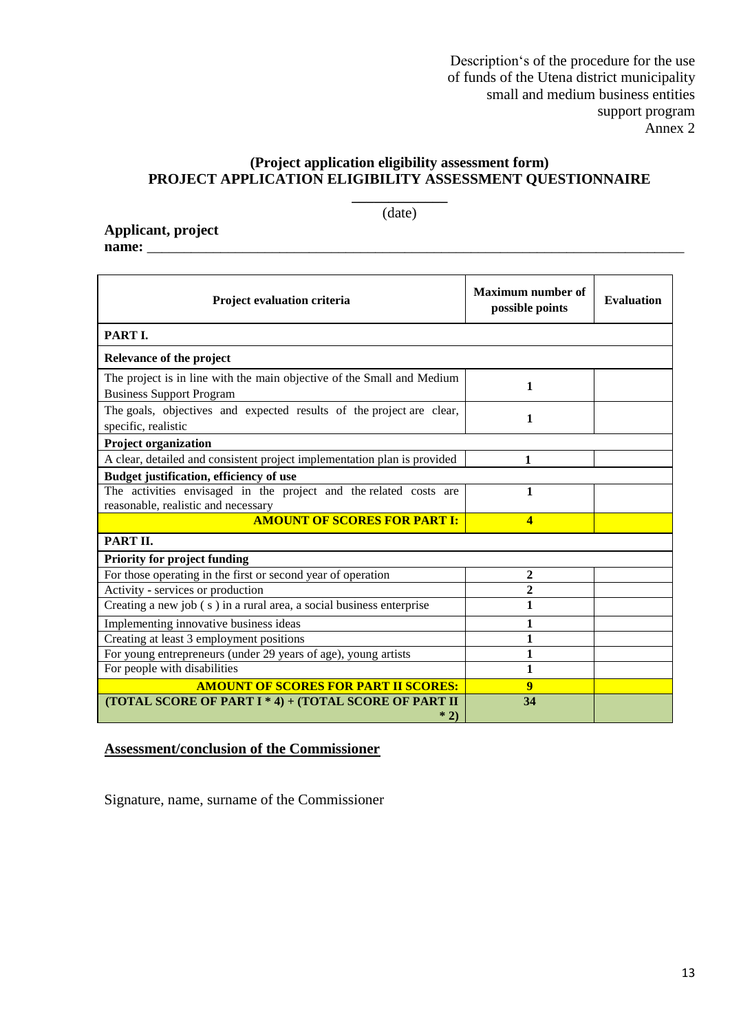Description‘s of the procedure for the use of funds of the Utena district municipality small and medium business entities support program
Annex 2

## (Project application eligibility assessment form)
## PROJECT APPLICATION ELIGIBILITY ASSESSMENT QUESTIONNAIRE

_____________
(date)

**Applicant, project name:** ___________________________________________________________________________

| Project evaluation criteria | Maximum number of possible points | Evaluation |
|---|---|---|
| **PART I.** | | |
| **Relevance of the project** | | |
| The project is in line with the main objective of the Small and Medium Business Support Program | 1 | |
| The goals, objectives and expected results of the project are clear, specific, realistic | 1 | |
| **Project organization** | | |
| A clear, detailed and consistent project implementation plan is provided | 1 | |
| **Budget justification, efficiency of use** | | |
| The activities envisaged in the project and the related costs are reasonable, realistic and necessary | 1 | |
| **AMOUNT OF SCORES FOR PART I:** | **4** | |
| **PART II.** | | |
| **Priority for project funding** | | |
| For those operating in the first or second year of operation | 2 | |
| Activity - services or production | 2 | |
| Creating a new job ( s ) in a rural area, a social business enterprise | 1 | |
| Implementing innovative business ideas | 1 | |
| Creating at least 3 employment positions | 1 | |
| For young entrepreneurs (under 29 years of age), young artists | 1 | |
| For people with disabilities | 1 | |
| **AMOUNT OF SCORES FOR PART II SCORES:** | **9** | |
| **(TOTAL SCORE OF PART I * 4) + (TOTAL SCORE OF PART II * 2)** | **34** | |

**Assessment/conclusion of the Commissioner**

Signature, name, surname of the Commissioner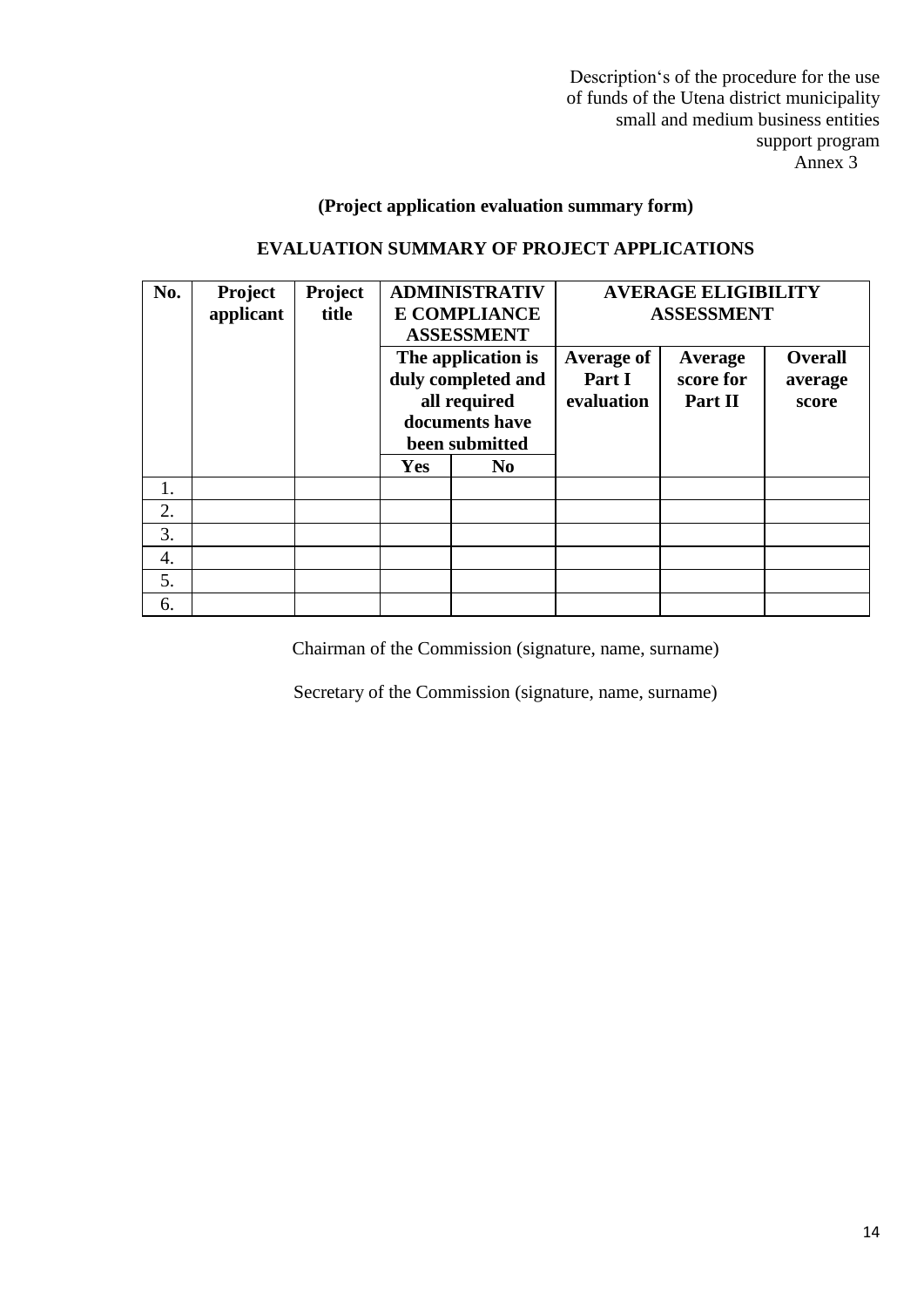Description‘s of the procedure for the use of funds of the Utena district municipality small and medium business entities support program
Annex 3

**(Project application evaluation summary form)**

**EVALUATION SUMMARY OF PROJECT APPLICATIONS**

| No. | Project applicant | Project title | ADMINISTRATIVE COMPLIANCE ASSESSMENT | | AVERAGE ELIGIBILITY ASSESSMENT | | |
|---|---|---|---|---|---|---|---|
| | | | The application is duly completed and all required documents have been submitted | | Average of Part I evaluation | Average score for Part II | Overall average score |
| | | | Yes | No | | | |
| 1. | | | | | | | |
| 2. | | | | | | | |
| 3. | | | | | | | |
| 4. | | | | | | | |
| 5. | | | | | | | |
| 6. | | | | | | | |

Chairman of the Commission (signature, name, surname)

Secretary of the Commission (signature, name, surname)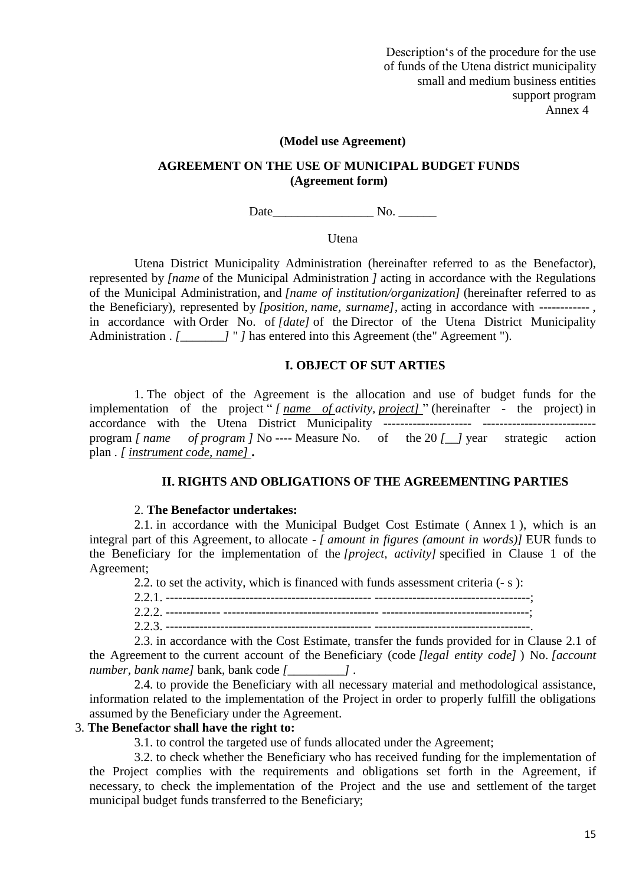Description's of the procedure for the use
of funds of the Utena district municipality
small and medium business entities
support program
Annex 4

**(Model use Agreement)**

**AGREEMENT ON THE USE OF MUNICIPAL BUDGET FUNDS**
**(Agreement form)**

Date________________ No. ______

Utena

Utena District Municipality Administration (hereinafter referred to as the Benefactor), represented by *[name* of the Municipal Administration *]* acting in accordance with the Regulations of the Municipal Administration, and *[name of institution/organization]* (hereinafter referred to as the Beneficiary), represented by *[position, name, surname]*, acting in accordance with ------------ , in accordance with Order No. of *[date]* of the Director of the Utena District Municipality Administration . *[_______]* " *]* has entered into this Agreement (the" Agreement ").

## I. OBJECT OF SUT ARTIES

1. The object of the Agreement is the allocation and use of budget funds for the implementation of the project " *[ name of activity, project]* " (hereinafter - the project) in accordance with the Utena District Municipality -------------------- -------------------------- program *[ name of program ]* No ---- Measure No. of the 20 *[__]* year strategic action plan . *[ instrument code, name]* **.**

## II. RIGHTS AND OBLIGATIONS OF THE AGREEMENTING PARTIES

2. **The Benefactor undertakes:**

2.1. in accordance with the Municipal Budget Cost Estimate ( Annex 1 ), which is an integral part of this Agreement, to allocate - *[ amount in figures (amount in words)]* EUR funds to the Beneficiary for the implementation of the *[project, activity]* specified in Clause 1 of the Agreement;

2.2. to set the activity, which is financed with funds assessment criteria (- s ):

2.2.1. ------------------------------------------------ -------------------------------------;

2.2.2. ------------- ------------------------------------ -----------------------------------;

2.2.3. ------------------------------------------------ -------------------------------------.

2.3. in accordance with the Cost Estimate, transfer the funds provided for in Clause 2.1 of the Agreement to the current account of the Beneficiary (code *[legal entity code]* ) No. *[account number, bank name]* bank, bank code *[_________]* .

2.4. to provide the Beneficiary with all necessary material and methodological assistance, information related to the implementation of the Project in order to properly fulfill the obligations assumed by the Beneficiary under the Agreement.

3. **The Benefactor shall have the right to:**

3.1. to control the targeted use of funds allocated under the Agreement;

3.2. to check whether the Beneficiary who has received funding for the implementation of the Project complies with the requirements and obligations set forth in the Agreement, if necessary, to check the implementation of the Project and the use and settlement of the target municipal budget funds transferred to the Beneficiary;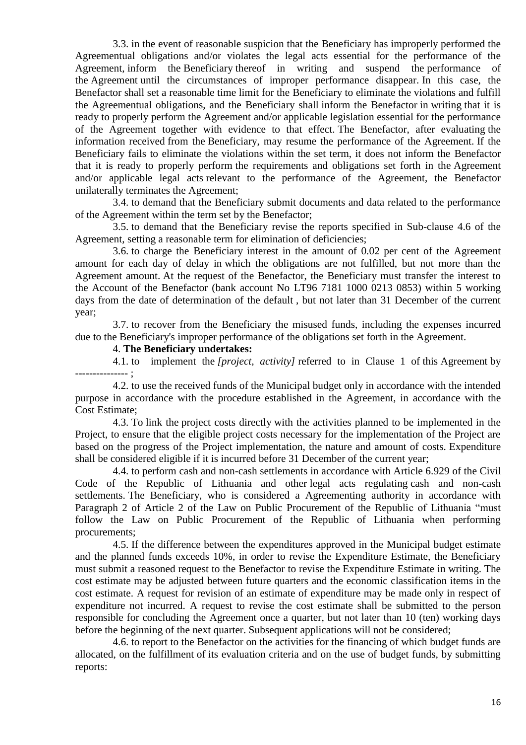3.3. in the event of reasonable suspicion that the Beneficiary has improperly performed the Agreementual obligations and/or violates the legal acts essential for the performance of the Agreement, inform the Beneficiary thereof in writing and suspend the performance of the Agreement until the circumstances of improper performance disappear. In this case, the Benefactor shall set a reasonable time limit for the Beneficiary to eliminate the violations and fulfill the Agreementual obligations, and the Beneficiary shall inform the Benefactor in writing that it is ready to properly perform the Agreement and/or applicable legislation essential for the performance of the Agreement together with evidence to that effect. The Benefactor, after evaluating the information received from the Beneficiary, may resume the performance of the Agreement. If the Beneficiary fails to eliminate the violations within the set term, it does not inform the Benefactor that it is ready to properly perform the requirements and obligations set forth in the Agreement and/or applicable legal acts relevant to the performance of the Agreement, the Benefactor unilaterally terminates the Agreement;

3.4. to demand that the Beneficiary submit documents and data related to the performance of the Agreement within the term set by the Benefactor;

3.5. to demand that the Beneficiary revise the reports specified in Sub-clause 4.6 of the Agreement, setting a reasonable term for elimination of deficiencies;

3.6. to charge the Beneficiary interest in the amount of 0.02 per cent of the Agreement amount for each day of delay in which the obligations are not fulfilled, but not more than the Agreement amount. At the request of the Benefactor, the Beneficiary must transfer the interest to the Account of the Benefactor (bank account No LT96 7181 1000 0213 0853) within 5 working days from the date of determination of the default , but not later than 31 December of the current year;

3.7. to recover from the Beneficiary the misused funds, including the expenses incurred due to the Beneficiary's improper performance of the obligations set forth in the Agreement.

4. **The Beneficiary undertakes:**

4.1. to implement the *[project, activity]* referred to in Clause 1 of this Agreement by --------------- ;

4.2. to use the received funds of the Municipal budget only in accordance with the intended purpose in accordance with the procedure established in the Agreement, in accordance with the Cost Estimate;

4.3. To link the project costs directly with the activities planned to be implemented in the Project, to ensure that the eligible project costs necessary for the implementation of the Project are based on the progress of the Project implementation, the nature and amount of costs. Expenditure shall be considered eligible if it is incurred before 31 December of the current year;

4.4. to perform cash and non-cash settlements in accordance with Article 6.929 of the Civil Code of the Republic of Lithuania and other legal acts regulating cash and non-cash settlements. The Beneficiary, who is considered a Agreementing authority in accordance with Paragraph 2 of Article 2 of the Law on Public Procurement of the Republic of Lithuania "must follow the Law on Public Procurement of the Republic of Lithuania when performing procurements;

4.5. If the difference between the expenditures approved in the Municipal budget estimate and the planned funds exceeds 10%, in order to revise the Expenditure Estimate, the Beneficiary must submit a reasoned request to the Benefactor to revise the Expenditure Estimate in writing. The cost estimate may be adjusted between future quarters and the economic classification items in the cost estimate. A request for revision of an estimate of expenditure may be made only in respect of expenditure not incurred. A request to revise the cost estimate shall be submitted to the person responsible for concluding the Agreement once a quarter, but not later than 10 (ten) working days before the beginning of the next quarter. Subsequent applications will not be considered;

4.6. to report to the Benefactor on the activities for the financing of which budget funds are allocated, on the fulfillment of its evaluation criteria and on the use of budget funds, by submitting reports: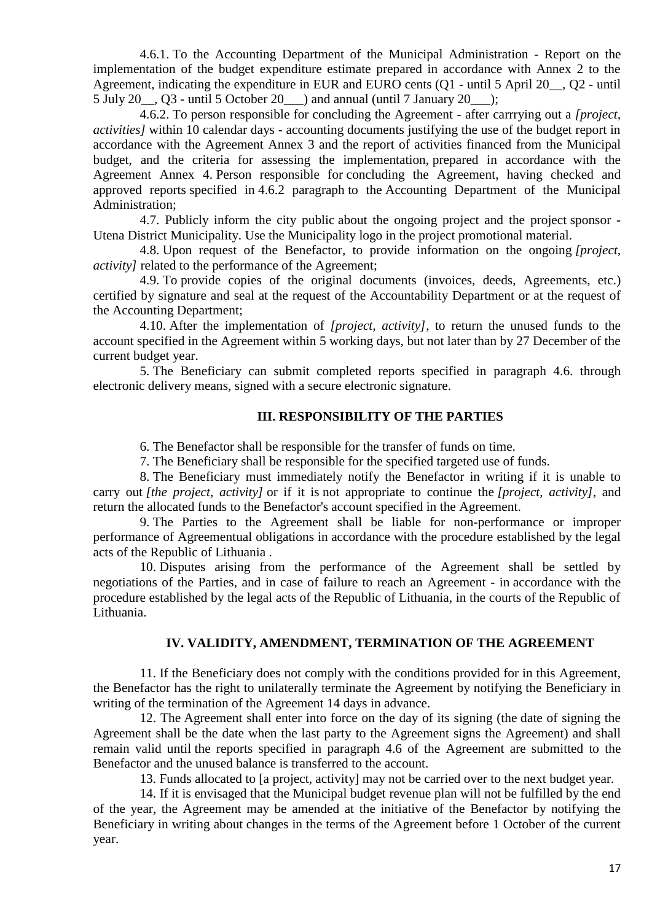4.6.1. To the Accounting Department of the Municipal Administration - Report on the implementation of the budget expenditure estimate prepared in accordance with Annex 2 to the Agreement, indicating the expenditure in EUR and EURO cents (Q1 - until 5 April 20__, Q2 - until 5 July 20__, Q3 - until 5 October 20___) and annual (until 7 January 20___);

4.6.2. To person responsible for concluding the Agreement - after carrrying out a *[project, activities]* within 10 calendar days - accounting documents justifying the use of the budget report in accordance with the Agreement Annex 3 and the report of activities financed from the Municipal budget, and the criteria for assessing the implementation, prepared in accordance with the Agreement Annex 4. Person responsible for concluding the Agreement, having checked and approved reports specified in 4.6.2 paragraph to the Accounting Department of the Municipal Administration;

4.7. Publicly inform the city public about the ongoing project and the project sponsor - Utena District Municipality. Use the Municipality logo in the project promotional material.

4.8. Upon request of the Benefactor, to provide information on the ongoing *[project, activity]* related to the performance of the Agreement;

4.9. To provide copies of the original documents (invoices, deeds, Agreements, etc.) certified by signature and seal at the request of the Accountability Department or at the request of the Accounting Department;

4.10. After the implementation of *[project, activity]*, to return the unused funds to the account specified in the Agreement within 5 working days, but not later than by 27 December of the current budget year.

5. The Beneficiary can submit completed reports specified in paragraph 4.6. through electronic delivery means, signed with a secure electronic signature.

## III. RESPONSIBILITY OF THE PARTIES

6. The Benefactor shall be responsible for the transfer of funds on time.

7. The Beneficiary shall be responsible for the specified targeted use of funds.

8. The Beneficiary must immediately notify the Benefactor in writing if it is unable to carry out *[the project, activity]* or if it is not appropriate to continue the *[project, activity]*, and return the allocated funds to the Benefactor's account specified in the Agreement.

9. The Parties to the Agreement shall be liable for non-performance or improper performance of Agreementual obligations in accordance with the procedure established by the legal acts of the Republic of Lithuania .

10. Disputes arising from the performance of the Agreement shall be settled by negotiations of the Parties, and in case of failure to reach an Agreement - in accordance with the procedure established by the legal acts of the Republic of Lithuania, in the courts of the Republic of Lithuania.

## IV. VALIDITY, AMENDMENT, TERMINATION OF THE AGREEMENT

11. If the Beneficiary does not comply with the conditions provided for in this Agreement, the Benefactor has the right to unilaterally terminate the Agreement by notifying the Beneficiary in writing of the termination of the Agreement 14 days in advance.

12. The Agreement shall enter into force on the day of its signing (the date of signing the Agreement shall be the date when the last party to the Agreement signs the Agreement) and shall remain valid until the reports specified in paragraph 4.6 of the Agreement are submitted to the Benefactor and the unused balance is transferred to the account.

13. Funds allocated to [a project, activity] may not be carried over to the next budget year.

14. If it is envisaged that the Municipal budget revenue plan will not be fulfilled by the end of the year, the Agreement may be amended at the initiative of the Benefactor by notifying the Beneficiary in writing about changes in the terms of the Agreement before 1 October of the current year.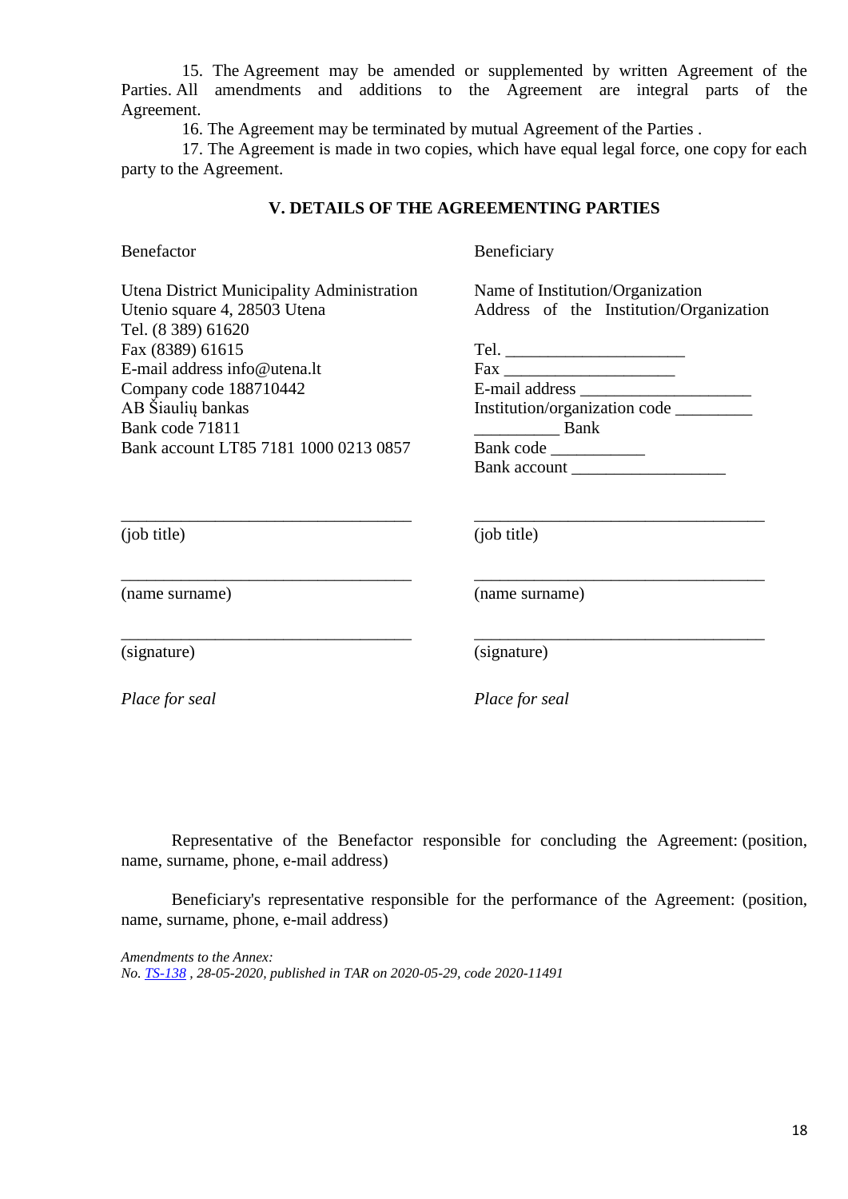15. The Agreement may be amended or supplemented by written Agreement of the Parties. All amendments and additions to the Agreement are integral parts of the Agreement.

16. The Agreement may be terminated by mutual Agreement of the Parties .

17. The Agreement is made in two copies, which have equal legal force, one copy for each party to the Agreement.

### V. DETAILS OF THE AGREEMENTING PARTIES

| Benefactor | Beneficiary |
|---|---|
| Utena District Municipality Administration<br>Utenio square 4, 28503 Utena<br>Tel. (8 389) 61620<br>Fax (8389) 61615<br>E-mail address info@utena.lt<br>Company code 188710442<br>AB Šiaulių bankas<br>Bank code 71811<br>Bank account LT85 7181 1000 0213 0857 | Name of Institution/Organization<br>Address of the Institution/Organization<br><br>Tel. ____________________<br>Fax ___________________<br>E-mail address ___________________<br>Institution/organization code _________<br>__________ Bank<br>Bank code ___________<br>Bank account _________________ |
| ________________________________<br>(job title) | ________________________________<br>(job title) |
| ________________________________<br>(name surname) | ________________________________<br>(name surname) |
| ________________________________<br>(signature) | ________________________________<br>(signature) |
| *Place for seal* | *Place for seal* |

Representative of the Benefactor responsible for concluding the Agreement: (position, name, surname, phone, e-mail address)

Beneficiary's representative responsible for the performance of the Agreement: (position, name, surname, phone, e-mail address)

*Amendments to the Annex:*
*No. TS-138 , 28-05-2020, published in TAR on 2020-05-29, code 2020-11491*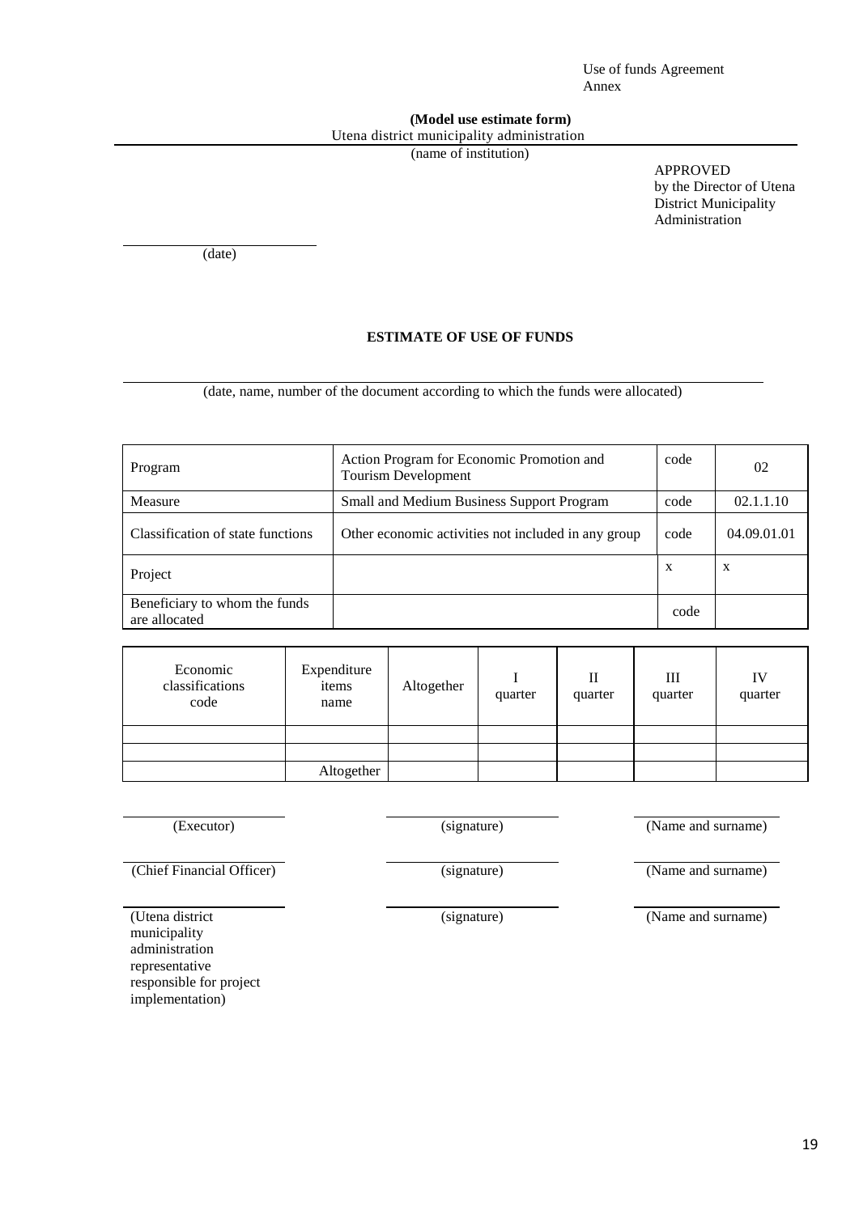Use of funds Agreement
Annex

**(Model use estimate form)**

Utena district municipality administration

(name of institution)

APPROVED
by the Director of Utena District Municipality Administration

______________________
(date)

**ESTIMATE OF USE OF FUNDS**

______________________________________________________________________
(date, name, number of the document according to which the funds were allocated)

| | | | |
|---|---|---|---|
| Program | Action Program for Economic Promotion and Tourism Development | code | 02 |
| Measure | Small and Medium Business Support Program | code | 02.1.1.10 |
| Classification of state functions | Other economic activities not included in any group | code | 04.09.01.01 |
| Project | | x | x |
| Beneficiary to whom the funds are allocated | | code | |

| Economic classifications code | Expenditure items name | Altogether | I quarter | II quarter | III quarter | IV quarter |
|---|---|---|---|---|---|---|
| | | | | | | |
| | | | | | | |
| | Altogether | | | | | |

| | | |
|---|---|---|
| (Executor) | (signature) | (Name and surname) |
| (Chief Financial Officer) | (signature) | (Name and surname) |
| (Utena district municipality administration representative responsible for project implementation) | (signature) | (Name and surname) |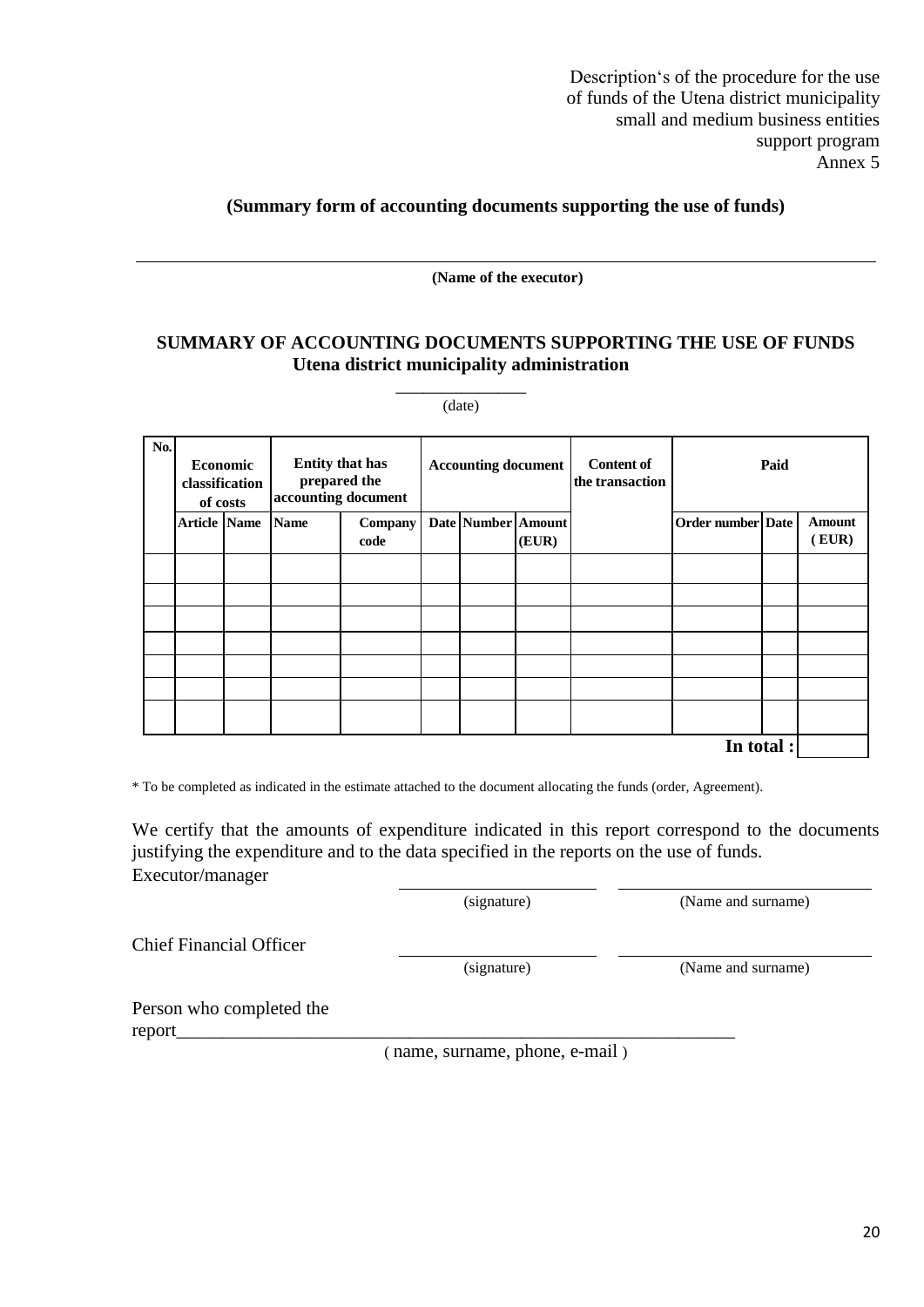Description's of the procedure for the use
of funds of the Utena district municipality
small and medium business entities
support program
Annex 5

**(Summary form of accounting documents supporting the use of funds)**

______________________________________________

**(Name of the executor)**

## SUMMARY OF ACCOUNTING DOCUMENTS SUPPORTING THE USE OF FUNDS

**Utena district municipality administration**

_______________
(date)

| No. | Economic classification of costs | | Entity that has prepared the accounting document | | Accounting document | | | Content of the transaction | Paid | | |
|---|---|---|---|---|---|---|---|---|---|---|---|
| | Article | Name | Name | Company code | Date | Number | Amount (EUR) | | Order number | Date | Amount ( EUR) |
| | | | | | | | | | | | |
| | | | | | | | | | | | |
| | | | | | | | | | | | |
| | | | | | | | | | | | |
| | | | | | | | | | | | |
| | | | | | | | | | | | |
| | | | | | | | | | | | |
| | | | | | | | | | | **In total :** | |

\* To be completed as indicated in the estimate attached to the document allocating the funds (order, Agreement).

We certify that the amounts of expenditure indicated in this report correspond to the documents justifying the expenditure and to the data specified in the reports on the use of funds.

Executor/manager ____________________ ____________________
(signature) (Name and surname)

Chief Financial Officer ____________________ ____________________
(signature) (Name and surname)

Person who completed the report_________________________________________________________
( name, surname, phone, e-mail )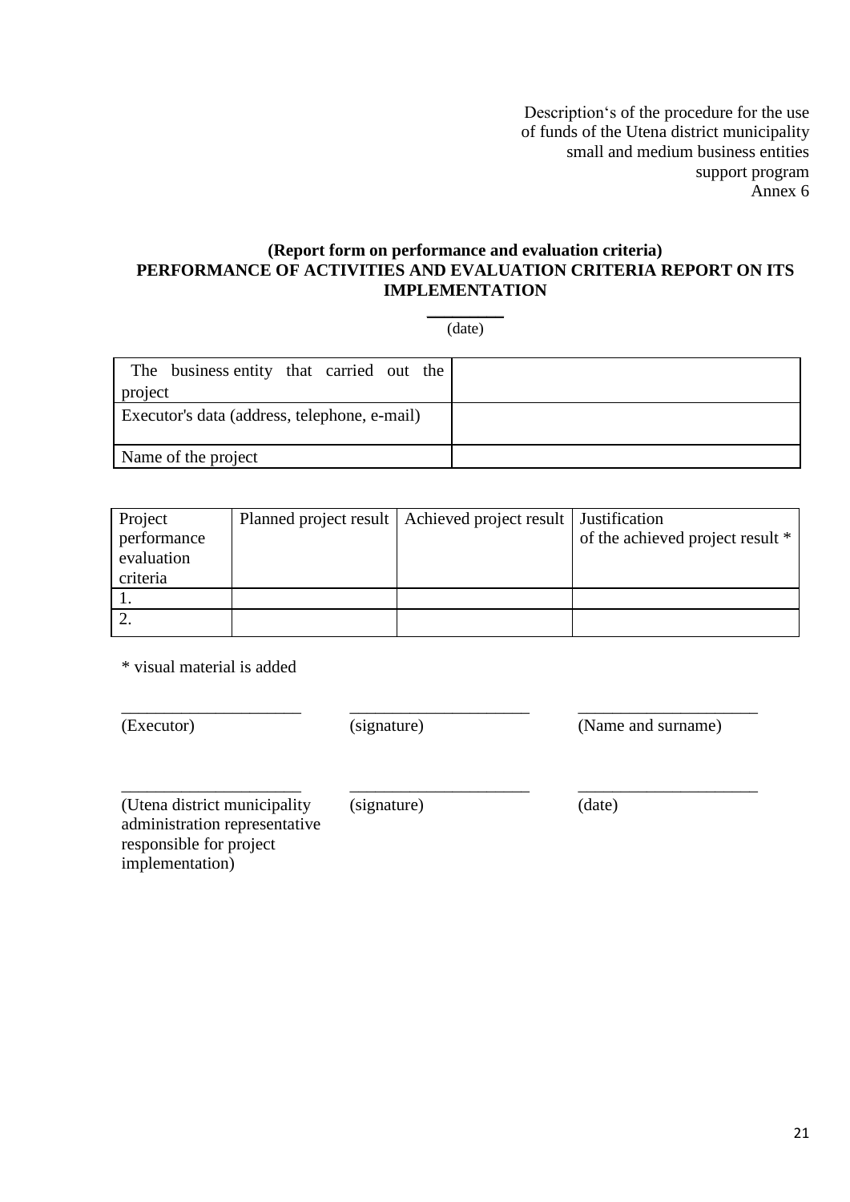Description‘s of the procedure for the use
of funds of the Utena district municipality
small and medium business entities
support program
Annex 6

**(Report form on performance and evaluation criteria)**
**PERFORMANCE OF ACTIVITIES AND EVALUATION CRITERIA REPORT ON ITS IMPLEMENTATION**

________
(date)

| | |
|---|---|
| The business entity that carried out the project | |
| Executor's data (address, telephone, e-mail) | |
| Name of the project | |

| Project performance evaluation criteria | Planned project result | Achieved project result | Justification of the achieved project result * |
|---|---|---|---|
| 1. | | | |
| 2. | | | |

* visual material is added

| | | |
|---|---|---|
| ____________________ | ____________________ | ____________________ |
| (Executor) | (signature) | (Name and surname) |
| ____________________ | ____________________ | ____________________ |
| (Utena district municipality administration representative responsible for project implementation) | (signature) | (date) |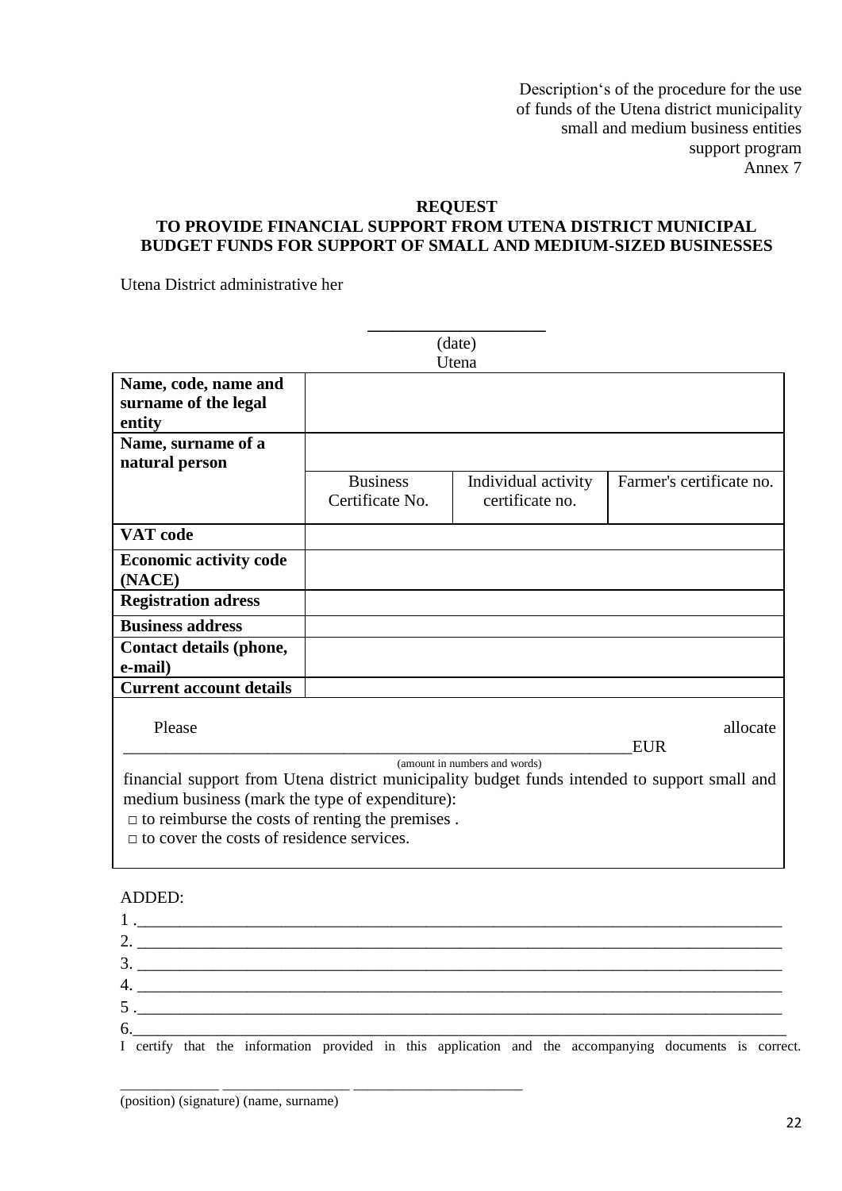Description‘s of the procedure for the use
of funds of the Utena district municipality
small and medium business entities
support program
Annex 7

**REQUEST**
**TO PROVIDE FINANCIAL SUPPORT FROM UTENA DISTRICT MUNICIPAL BUDGET FUNDS FOR SUPPORT OF SMALL AND MEDIUM-SIZED BUSINESSES**

Utena District administrative her

____________________
(date)
Utena

| **Name, code, name and surname of the legal entity** | | | |
|---|---|---|---|
| **Name, surname of a natural person** | | | |
| | Business Certificate No. | Individual activity certificate no. | Farmer's certificate no. |
| **VAT code** | | | |
| **Economic activity code (NACE)** | | | |
| **Registration adress** | | | |
| **Business address** | | | |
| **Contact details (phone, e-mail)** | | | |
| **Current account details** | | | |

Please allocate ________________________________________________________________EUR
(amount in numbers and words)
financial support from Utena district municipality budget funds intended to support small and medium business (mark the type of expenditure):
□ to reimburse the costs of renting the premises .
□ to cover the costs of residence services.

ADDED:
1 .____________________________________________________________________________
2. ____________________________________________________________________________
3. ____________________________________________________________________________
4. ____________________________________________________________________________
5 .____________________________________________________________________________
6._____________________________________________________________________________

I certify that the information provided in this application and the accompanying documents is correct.

_____________ ________________ ______________________
(position) (signature) (name, surname)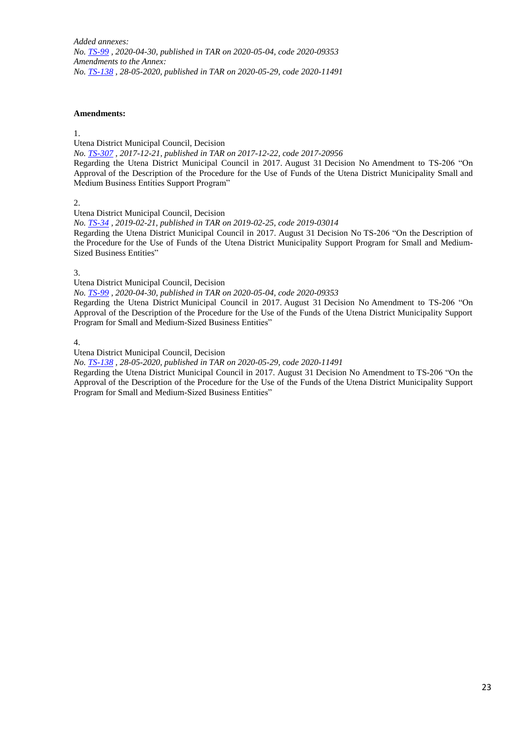*Added annexes:*
*No. TS-99 , 2020-04-30, published in TAR on 2020-05-04, code 2020-09353*
*Amendments to the Annex:*
*No. TS-138 , 28-05-2020, published in TAR on 2020-05-29, code 2020-11491*

**Amendments:**

1.
Utena District Municipal Council, Decision
*No. TS-307 , 2017-12-21, published in TAR on 2017-12-22, code 2017-20956*
Regarding the Utena District Municipal Council in 2017. August 31 Decision No Amendment to TS-206 "On Approval of the Description of the Procedure for the Use of Funds of the Utena District Municipality Small and Medium Business Entities Support Program"

2.
Utena District Municipal Council, Decision
*No. TS-34 , 2019-02-21, published in TAR on 2019-02-25, code 2019-03014*
Regarding the Utena District Municipal Council in 2017. August 31 Decision No TS-206 "On the Description of the Procedure for the Use of Funds of the Utena District Municipality Support Program for Small and Medium-Sized Business Entities"

3.
Utena District Municipal Council, Decision
*No. TS-99 , 2020-04-30, published in TAR on 2020-05-04, code 2020-09353*
Regarding the Utena District Municipal Council in 2017. August 31 Decision No Amendment to TS-206 "On Approval of the Description of the Procedure for the Use of the Funds of the Utena District Municipality Support Program for Small and Medium-Sized Business Entities"

4.
Utena District Municipal Council, Decision
*No. TS-138 , 28-05-2020, published in TAR on 2020-05-29, code 2020-11491*
Regarding the Utena District Municipal Council in 2017. August 31 Decision No Amendment to TS-206 "On the Approval of the Description of the Procedure for the Use of the Funds of the Utena District Municipality Support Program for Small and Medium-Sized Business Entities"